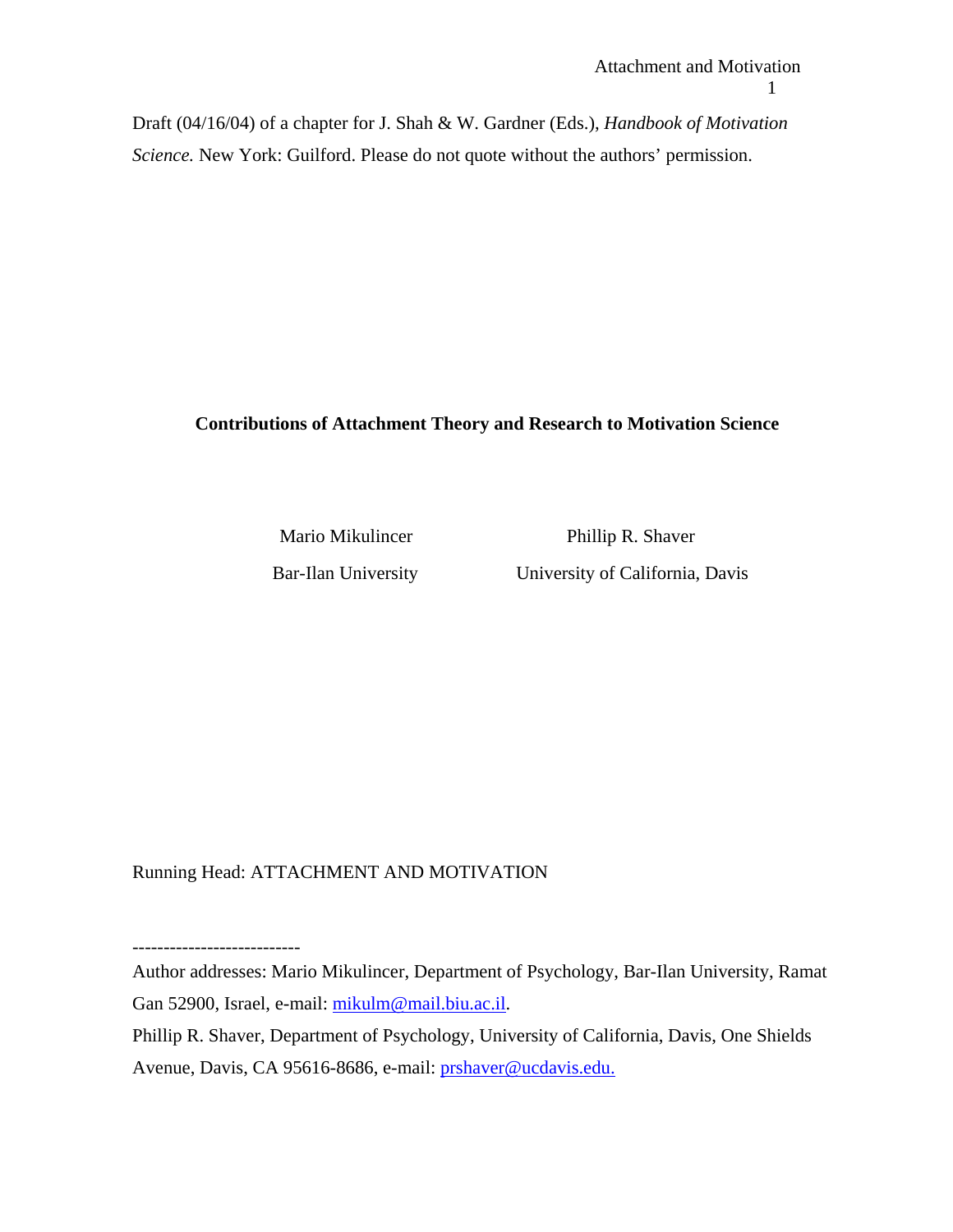Draft (04/16/04) of a chapter for J. Shah & W. Gardner (Eds.), *Handbook of Motivation Science.* New York: Guilford. Please do not quote without the authors' permission.

# Contributions of Attachment Theory and Research to Motivation Science

Mario Mikulincer
Bar-Ilan University

Phillip R. Shaver
University of California, Davis

Running Head: ATTACHMENT AND MOTIVATION

---------------------------

Author addresses: Mario Mikulincer, Department of Psychology, Bar-Ilan University, Ramat Gan 52900, Israel, e-mail: mikulm@mail.biu.ac.il.

Phillip R. Shaver, Department of Psychology, University of California, Davis, One Shields Avenue, Davis, CA 95616-8686, e-mail: prshaver@ucdavis.edu.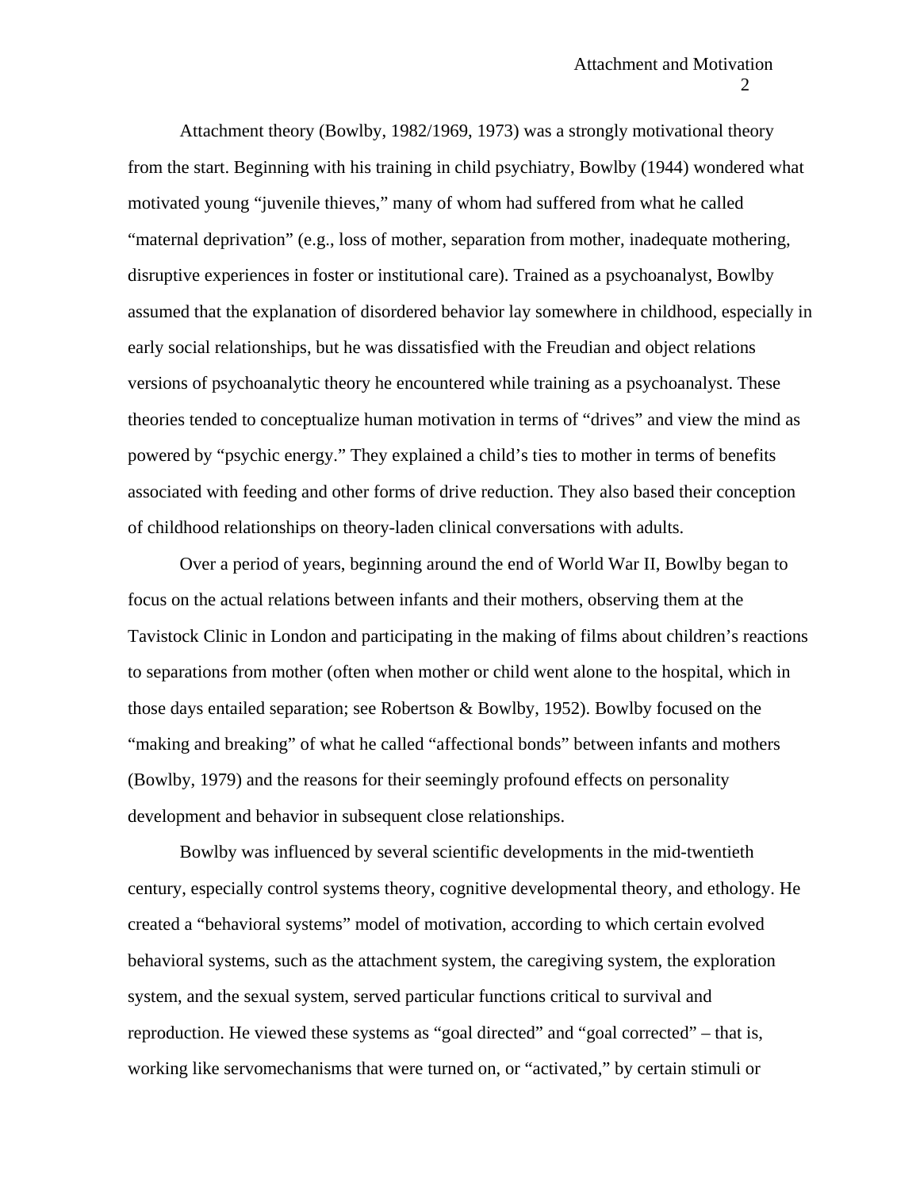Attachment theory (Bowlby, 1982/1969, 1973) was a strongly motivational theory from the start. Beginning with his training in child psychiatry, Bowlby (1944) wondered what motivated young "juvenile thieves," many of whom had suffered from what he called "maternal deprivation" (e.g., loss of mother, separation from mother, inadequate mothering, disruptive experiences in foster or institutional care). Trained as a psychoanalyst, Bowlby assumed that the explanation of disordered behavior lay somewhere in childhood, especially in early social relationships, but he was dissatisfied with the Freudian and object relations versions of psychoanalytic theory he encountered while training as a psychoanalyst. These theories tended to conceptualize human motivation in terms of "drives" and view the mind as powered by "psychic energy." They explained a child's ties to mother in terms of benefits associated with feeding and other forms of drive reduction. They also based their conception of childhood relationships on theory-laden clinical conversations with adults.

Over a period of years, beginning around the end of World War II, Bowlby began to focus on the actual relations between infants and their mothers, observing them at the Tavistock Clinic in London and participating in the making of films about children's reactions to separations from mother (often when mother or child went alone to the hospital, which in those days entailed separation; see Robertson & Bowlby, 1952). Bowlby focused on the "making and breaking" of what he called "affectional bonds" between infants and mothers (Bowlby, 1979) and the reasons for their seemingly profound effects on personality development and behavior in subsequent close relationships.

Bowlby was influenced by several scientific developments in the mid-twentieth century, especially control systems theory, cognitive developmental theory, and ethology. He created a "behavioral systems" model of motivation, according to which certain evolved behavioral systems, such as the attachment system, the caregiving system, the exploration system, and the sexual system, served particular functions critical to survival and reproduction. He viewed these systems as "goal directed" and "goal corrected" – that is, working like servomechanisms that were turned on, or "activated," by certain stimuli or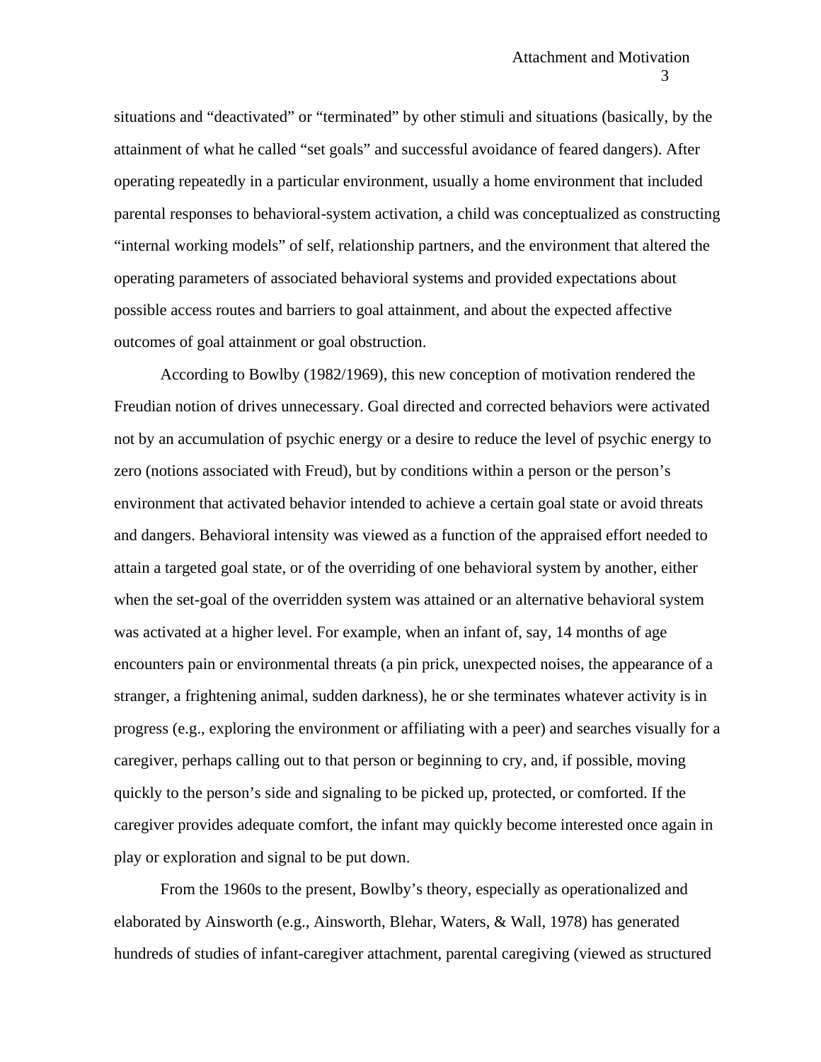situations and “deactivated” or “terminated” by other stimuli and situations (basically, by the attainment of what he called “set goals” and successful avoidance of feared dangers). After operating repeatedly in a particular environment, usually a home environment that included parental responses to behavioral-system activation, a child was conceptualized as constructing “internal working models” of self, relationship partners, and the environment that altered the operating parameters of associated behavioral systems and provided expectations about possible access routes and barriers to goal attainment, and about the expected affective outcomes of goal attainment or goal obstruction.

According to Bowlby (1982/1969), this new conception of motivation rendered the Freudian notion of drives unnecessary. Goal directed and corrected behaviors were activated not by an accumulation of psychic energy or a desire to reduce the level of psychic energy to zero (notions associated with Freud), but by conditions within a person or the person’s environment that activated behavior intended to achieve a certain goal state or avoid threats and dangers. Behavioral intensity was viewed as a function of the appraised effort needed to attain a targeted goal state, or of the overriding of one behavioral system by another, either when the set-goal of the overridden system was attained or an alternative behavioral system was activated at a higher level. For example, when an infant of, say, 14 months of age encounters pain or environmental threats (a pin prick, unexpected noises, the appearance of a stranger, a frightening animal, sudden darkness), he or she terminates whatever activity is in progress (e.g., exploring the environment or affiliating with a peer) and searches visually for a caregiver, perhaps calling out to that person or beginning to cry, and, if possible, moving quickly to the person’s side and signaling to be picked up, protected, or comforted. If the caregiver provides adequate comfort, the infant may quickly become interested once again in play or exploration and signal to be put down.

From the 1960s to the present, Bowlby’s theory, especially as operationalized and elaborated by Ainsworth (e.g., Ainsworth, Blehar, Waters, & Wall, 1978) has generated hundreds of studies of infant-caregiver attachment, parental caregiving (viewed as structured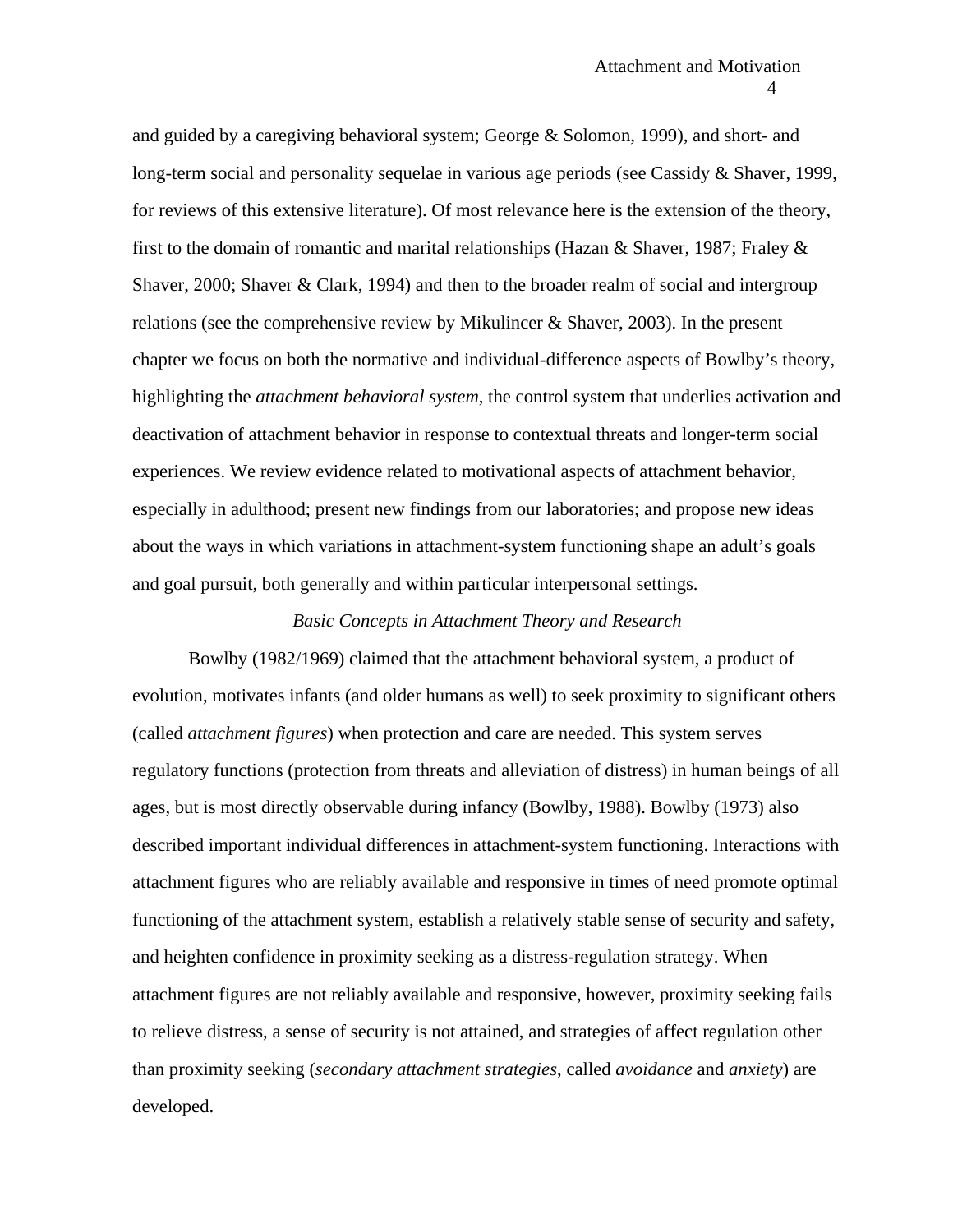and guided by a caregiving behavioral system; George & Solomon, 1999), and short- and long-term social and personality sequelae in various age periods (see Cassidy & Shaver, 1999, for reviews of this extensive literature). Of most relevance here is the extension of the theory, first to the domain of romantic and marital relationships (Hazan & Shaver, 1987; Fraley & Shaver, 2000; Shaver & Clark, 1994) and then to the broader realm of social and intergroup relations (see the comprehensive review by Mikulincer & Shaver, 2003). In the present chapter we focus on both the normative and individual-difference aspects of Bowlby's theory, highlighting the *attachment behavioral system*, the control system that underlies activation and deactivation of attachment behavior in response to contextual threats and longer-term social experiences. We review evidence related to motivational aspects of attachment behavior, especially in adulthood; present new findings from our laboratories; and propose new ideas about the ways in which variations in attachment-system functioning shape an adult's goals and goal pursuit, both generally and within particular interpersonal settings.

## *Basic Concepts in Attachment Theory and Research*

Bowlby (1982/1969) claimed that the attachment behavioral system, a product of evolution, motivates infants (and older humans as well) to seek proximity to significant others (called *attachment figures*) when protection and care are needed. This system serves regulatory functions (protection from threats and alleviation of distress) in human beings of all ages, but is most directly observable during infancy (Bowlby, 1988). Bowlby (1973) also described important individual differences in attachment-system functioning. Interactions with attachment figures who are reliably available and responsive in times of need promote optimal functioning of the attachment system, establish a relatively stable sense of security and safety, and heighten confidence in proximity seeking as a distress-regulation strategy. When attachment figures are not reliably available and responsive, however, proximity seeking fails to relieve distress, a sense of security is not attained, and strategies of affect regulation other than proximity seeking (*secondary attachment strategies*, called *avoidance* and *anxiety*) are developed.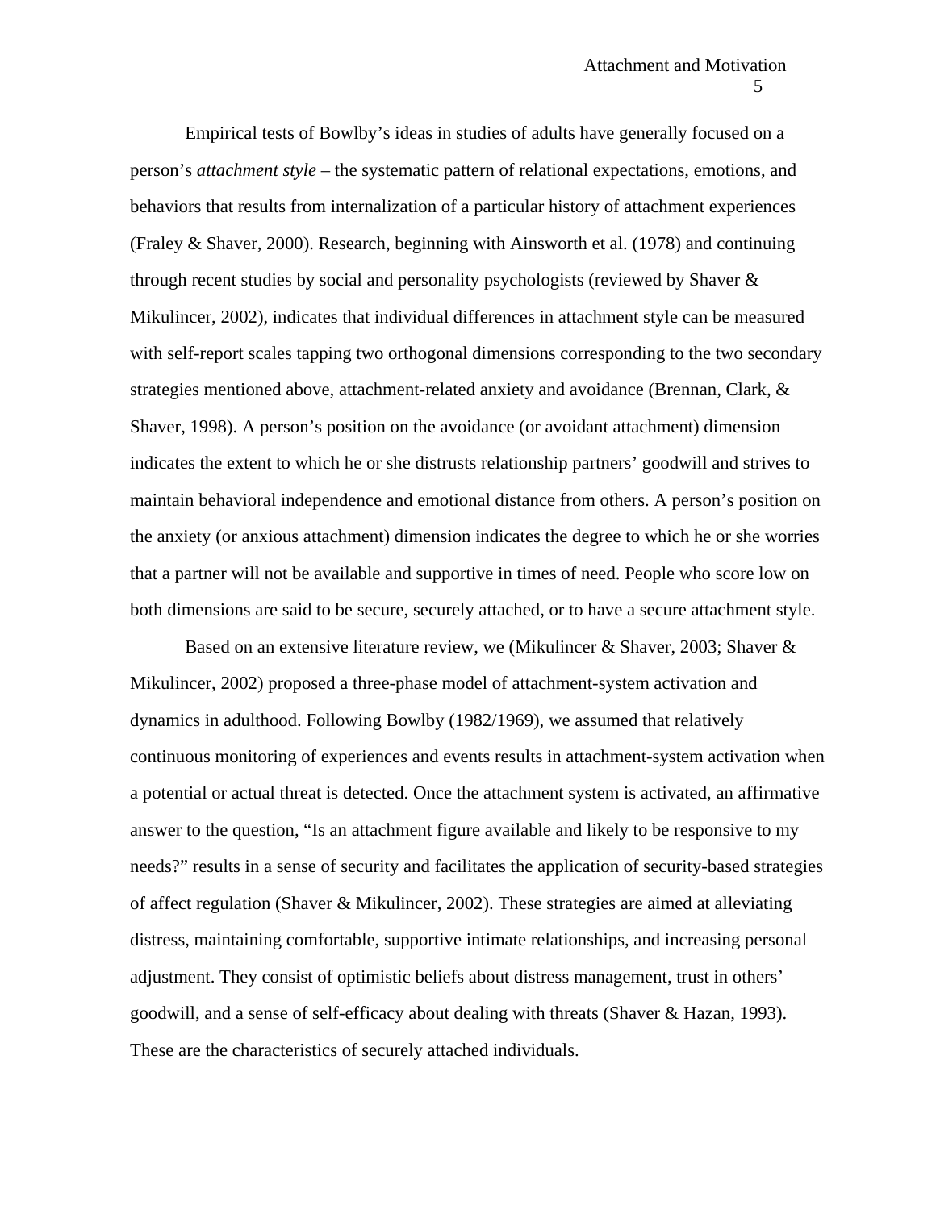Empirical tests of Bowlby's ideas in studies of adults have generally focused on a person's *attachment style* – the systematic pattern of relational expectations, emotions, and behaviors that results from internalization of a particular history of attachment experiences (Fraley & Shaver, 2000). Research, beginning with Ainsworth et al. (1978) and continuing through recent studies by social and personality psychologists (reviewed by Shaver & Mikulincer, 2002), indicates that individual differences in attachment style can be measured with self-report scales tapping two orthogonal dimensions corresponding to the two secondary strategies mentioned above, attachment-related anxiety and avoidance (Brennan, Clark, & Shaver, 1998). A person's position on the avoidance (or avoidant attachment) dimension indicates the extent to which he or she distrusts relationship partners' goodwill and strives to maintain behavioral independence and emotional distance from others. A person's position on the anxiety (or anxious attachment) dimension indicates the degree to which he or she worries that a partner will not be available and supportive in times of need. People who score low on both dimensions are said to be secure, securely attached, or to have a secure attachment style.

Based on an extensive literature review, we (Mikulincer & Shaver, 2003; Shaver & Mikulincer, 2002) proposed a three-phase model of attachment-system activation and dynamics in adulthood. Following Bowlby (1982/1969), we assumed that relatively continuous monitoring of experiences and events results in attachment-system activation when a potential or actual threat is detected. Once the attachment system is activated, an affirmative answer to the question, "Is an attachment figure available and likely to be responsive to my needs?" results in a sense of security and facilitates the application of security-based strategies of affect regulation (Shaver & Mikulincer, 2002). These strategies are aimed at alleviating distress, maintaining comfortable, supportive intimate relationships, and increasing personal adjustment. They consist of optimistic beliefs about distress management, trust in others' goodwill, and a sense of self-efficacy about dealing with threats (Shaver & Hazan, 1993). These are the characteristics of securely attached individuals.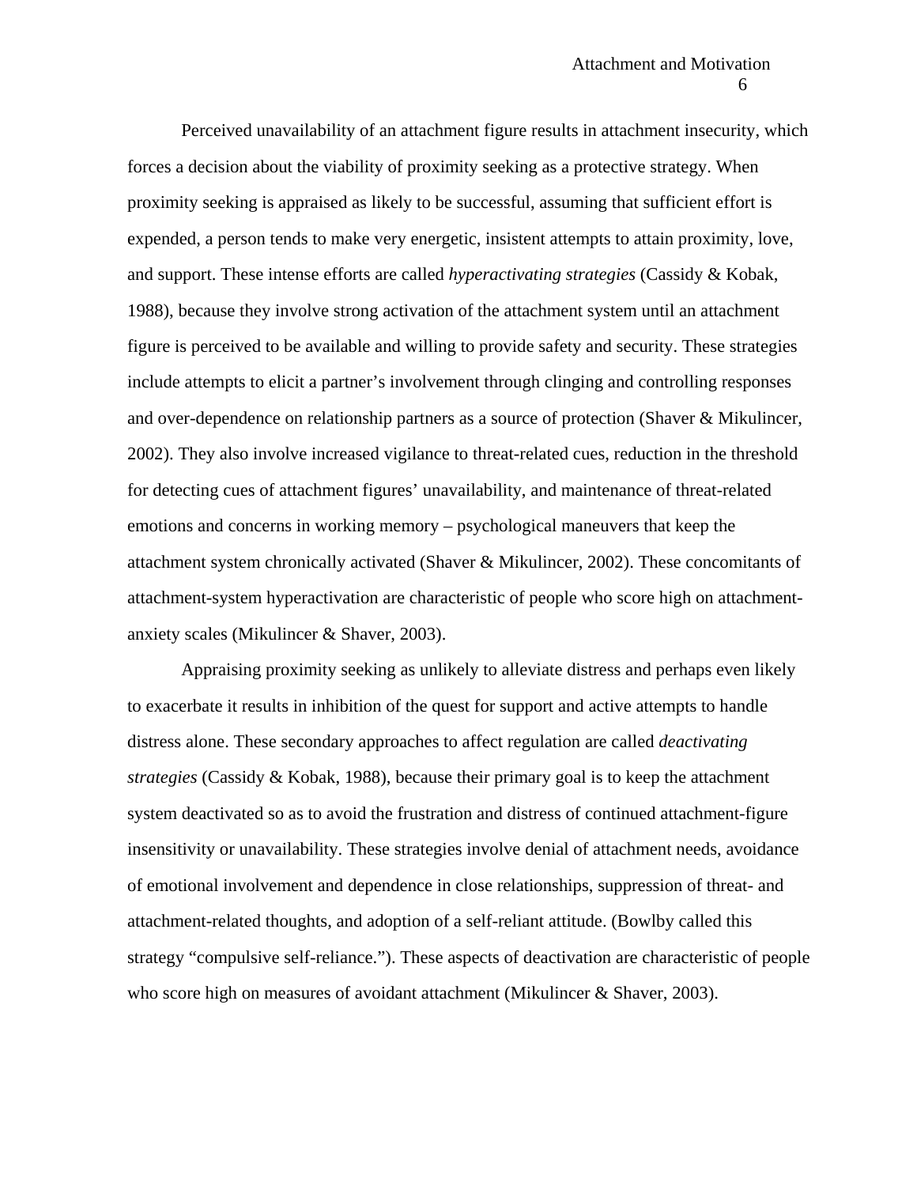Perceived unavailability of an attachment figure results in attachment insecurity, which forces a decision about the viability of proximity seeking as a protective strategy. When proximity seeking is appraised as likely to be successful, assuming that sufficient effort is expended, a person tends to make very energetic, insistent attempts to attain proximity, love, and support. These intense efforts are called *hyperactivating strategies* (Cassidy & Kobak, 1988), because they involve strong activation of the attachment system until an attachment figure is perceived to be available and willing to provide safety and security. These strategies include attempts to elicit a partner's involvement through clinging and controlling responses and over-dependence on relationship partners as a source of protection (Shaver & Mikulincer, 2002). They also involve increased vigilance to threat-related cues, reduction in the threshold for detecting cues of attachment figures' unavailability, and maintenance of threat-related emotions and concerns in working memory – psychological maneuvers that keep the attachment system chronically activated (Shaver & Mikulincer, 2002). These concomitants of attachment-system hyperactivation are characteristic of people who score high on attachment-anxiety scales (Mikulincer & Shaver, 2003).

Appraising proximity seeking as unlikely to alleviate distress and perhaps even likely to exacerbate it results in inhibition of the quest for support and active attempts to handle distress alone. These secondary approaches to affect regulation are called *deactivating strategies* (Cassidy & Kobak, 1988), because their primary goal is to keep the attachment system deactivated so as to avoid the frustration and distress of continued attachment-figure insensitivity or unavailability. These strategies involve denial of attachment needs, avoidance of emotional involvement and dependence in close relationships, suppression of threat- and attachment-related thoughts, and adoption of a self-reliant attitude. (Bowlby called this strategy "compulsive self-reliance."). These aspects of deactivation are characteristic of people who score high on measures of avoidant attachment (Mikulincer & Shaver, 2003).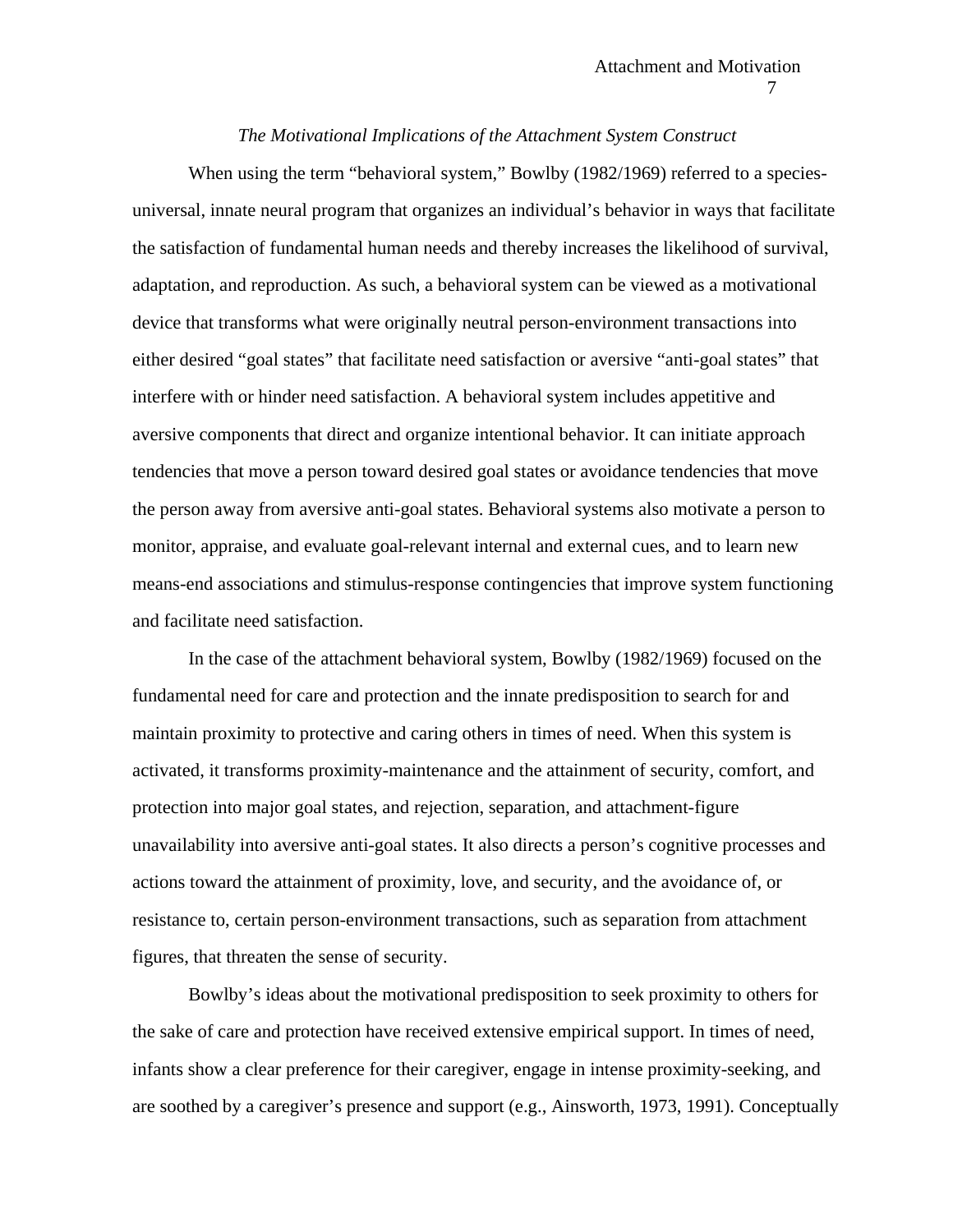*The Motivational Implications of the Attachment System Construct*

When using the term "behavioral system," Bowlby (1982/1969) referred to a species-universal, innate neural program that organizes an individual's behavior in ways that facilitate the satisfaction of fundamental human needs and thereby increases the likelihood of survival, adaptation, and reproduction. As such, a behavioral system can be viewed as a motivational device that transforms what were originally neutral person-environment transactions into either desired "goal states" that facilitate need satisfaction or aversive "anti-goal states" that interfere with or hinder need satisfaction. A behavioral system includes appetitive and aversive components that direct and organize intentional behavior. It can initiate approach tendencies that move a person toward desired goal states or avoidance tendencies that move the person away from aversive anti-goal states. Behavioral systems also motivate a person to monitor, appraise, and evaluate goal-relevant internal and external cues, and to learn new means-end associations and stimulus-response contingencies that improve system functioning and facilitate need satisfaction.

In the case of the attachment behavioral system, Bowlby (1982/1969) focused on the fundamental need for care and protection and the innate predisposition to search for and maintain proximity to protective and caring others in times of need. When this system is activated, it transforms proximity-maintenance and the attainment of security, comfort, and protection into major goal states, and rejection, separation, and attachment-figure unavailability into aversive anti-goal states. It also directs a person's cognitive processes and actions toward the attainment of proximity, love, and security, and the avoidance of, or resistance to, certain person-environment transactions, such as separation from attachment figures, that threaten the sense of security.

Bowlby's ideas about the motivational predisposition to seek proximity to others for the sake of care and protection have received extensive empirical support. In times of need, infants show a clear preference for their caregiver, engage in intense proximity-seeking, and are soothed by a caregiver's presence and support (e.g., Ainsworth, 1973, 1991). Conceptually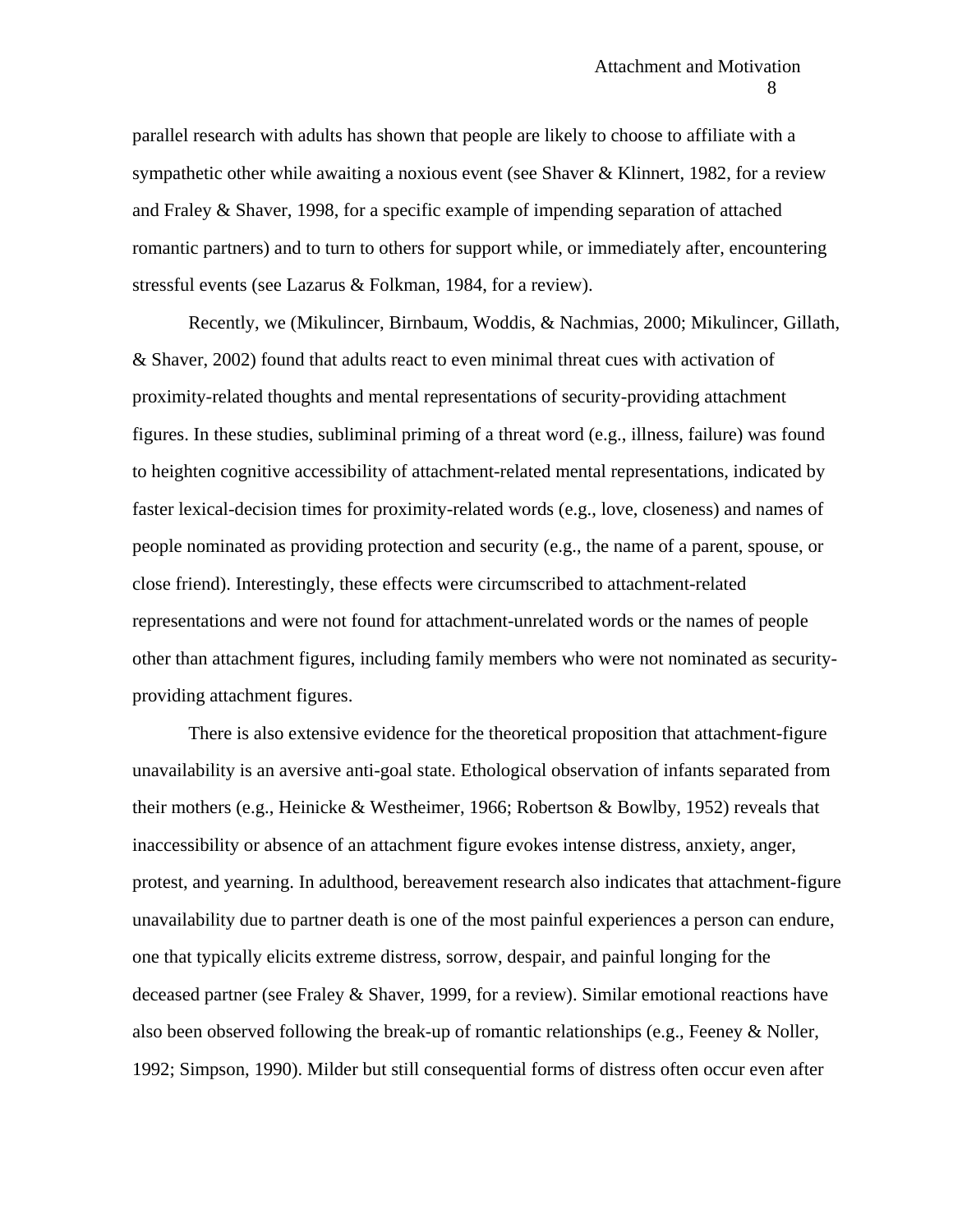parallel research with adults has shown that people are likely to choose to affiliate with a sympathetic other while awaiting a noxious event (see Shaver & Klinnert, 1982, for a review and Fraley & Shaver, 1998, for a specific example of impending separation of attached romantic partners) and to turn to others for support while, or immediately after, encountering stressful events (see Lazarus & Folkman, 1984, for a review).

Recently, we (Mikulincer, Birnbaum, Woddis, & Nachmias, 2000; Mikulincer, Gillath, & Shaver, 2002) found that adults react to even minimal threat cues with activation of proximity-related thoughts and mental representations of security-providing attachment figures. In these studies, subliminal priming of a threat word (e.g., illness, failure) was found to heighten cognitive accessibility of attachment-related mental representations, indicated by faster lexical-decision times for proximity-related words (e.g., love, closeness) and names of people nominated as providing protection and security (e.g., the name of a parent, spouse, or close friend). Interestingly, these effects were circumscribed to attachment-related representations and were not found for attachment-unrelated words or the names of people other than attachment figures, including family members who were not nominated as security-providing attachment figures.

There is also extensive evidence for the theoretical proposition that attachment-figure unavailability is an aversive anti-goal state. Ethological observation of infants separated from their mothers (e.g., Heinicke & Westheimer, 1966; Robertson & Bowlby, 1952) reveals that inaccessibility or absence of an attachment figure evokes intense distress, anxiety, anger, protest, and yearning. In adulthood, bereavement research also indicates that attachment-figure unavailability due to partner death is one of the most painful experiences a person can endure, one that typically elicits extreme distress, sorrow, despair, and painful longing for the deceased partner (see Fraley & Shaver, 1999, for a review). Similar emotional reactions have also been observed following the break-up of romantic relationships (e.g., Feeney & Noller, 1992; Simpson, 1990). Milder but still consequential forms of distress often occur even after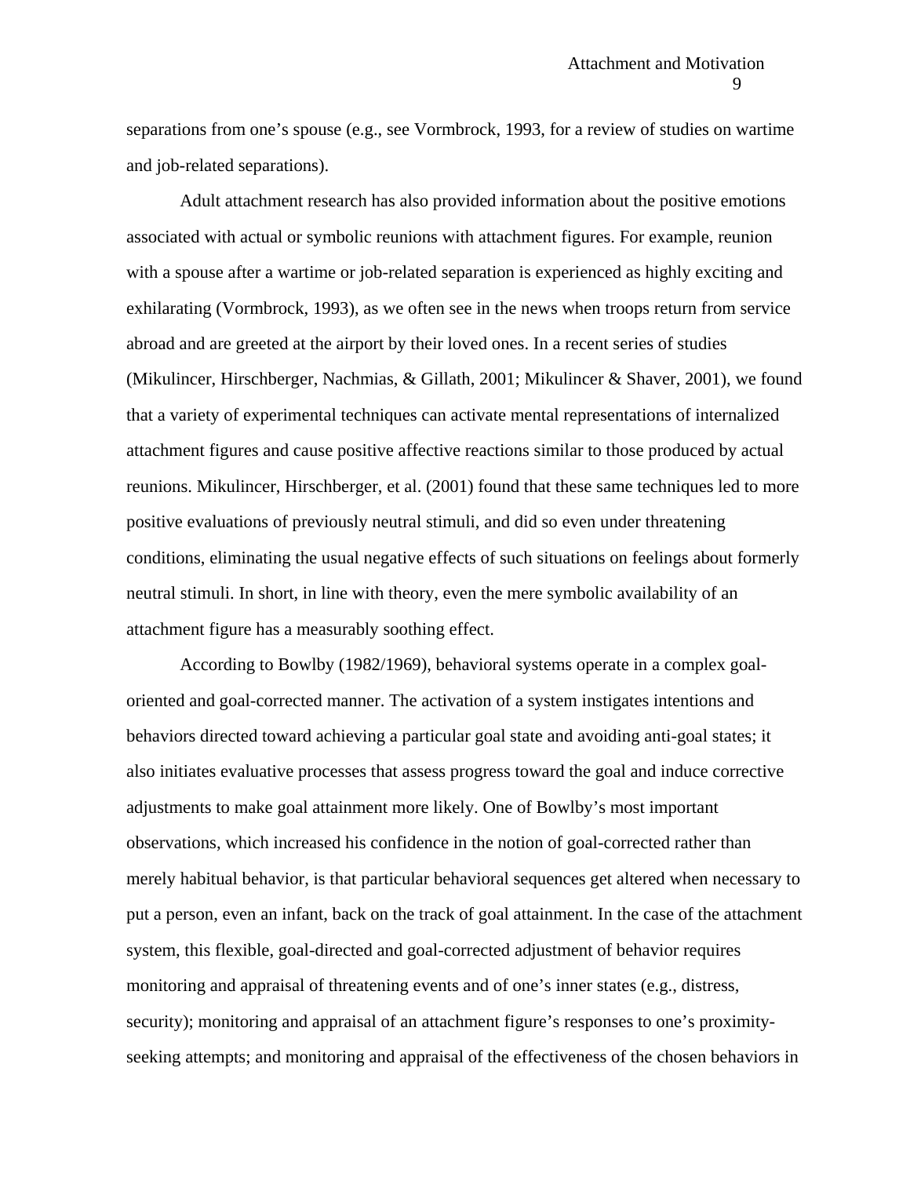separations from one's spouse (e.g., see Vormbrock, 1993, for a review of studies on wartime and job-related separations).

Adult attachment research has also provided information about the positive emotions associated with actual or symbolic reunions with attachment figures. For example, reunion with a spouse after a wartime or job-related separation is experienced as highly exciting and exhilarating (Vormbrock, 1993), as we often see in the news when troops return from service abroad and are greeted at the airport by their loved ones. In a recent series of studies (Mikulincer, Hirschberger, Nachmias, & Gillath, 2001; Mikulincer & Shaver, 2001), we found that a variety of experimental techniques can activate mental representations of internalized attachment figures and cause positive affective reactions similar to those produced by actual reunions. Mikulincer, Hirschberger, et al. (2001) found that these same techniques led to more positive evaluations of previously neutral stimuli, and did so even under threatening conditions, eliminating the usual negative effects of such situations on feelings about formerly neutral stimuli. In short, in line with theory, even the mere symbolic availability of an attachment figure has a measurably soothing effect.

According to Bowlby (1982/1969), behavioral systems operate in a complex goal-oriented and goal-corrected manner. The activation of a system instigates intentions and behaviors directed toward achieving a particular goal state and avoiding anti-goal states; it also initiates evaluative processes that assess progress toward the goal and induce corrective adjustments to make goal attainment more likely. One of Bowlby's most important observations, which increased his confidence in the notion of goal-corrected rather than merely habitual behavior, is that particular behavioral sequences get altered when necessary to put a person, even an infant, back on the track of goal attainment. In the case of the attachment system, this flexible, goal-directed and goal-corrected adjustment of behavior requires monitoring and appraisal of threatening events and of one's inner states (e.g., distress, security); monitoring and appraisal of an attachment figure's responses to one's proximity-seeking attempts; and monitoring and appraisal of the effectiveness of the chosen behaviors in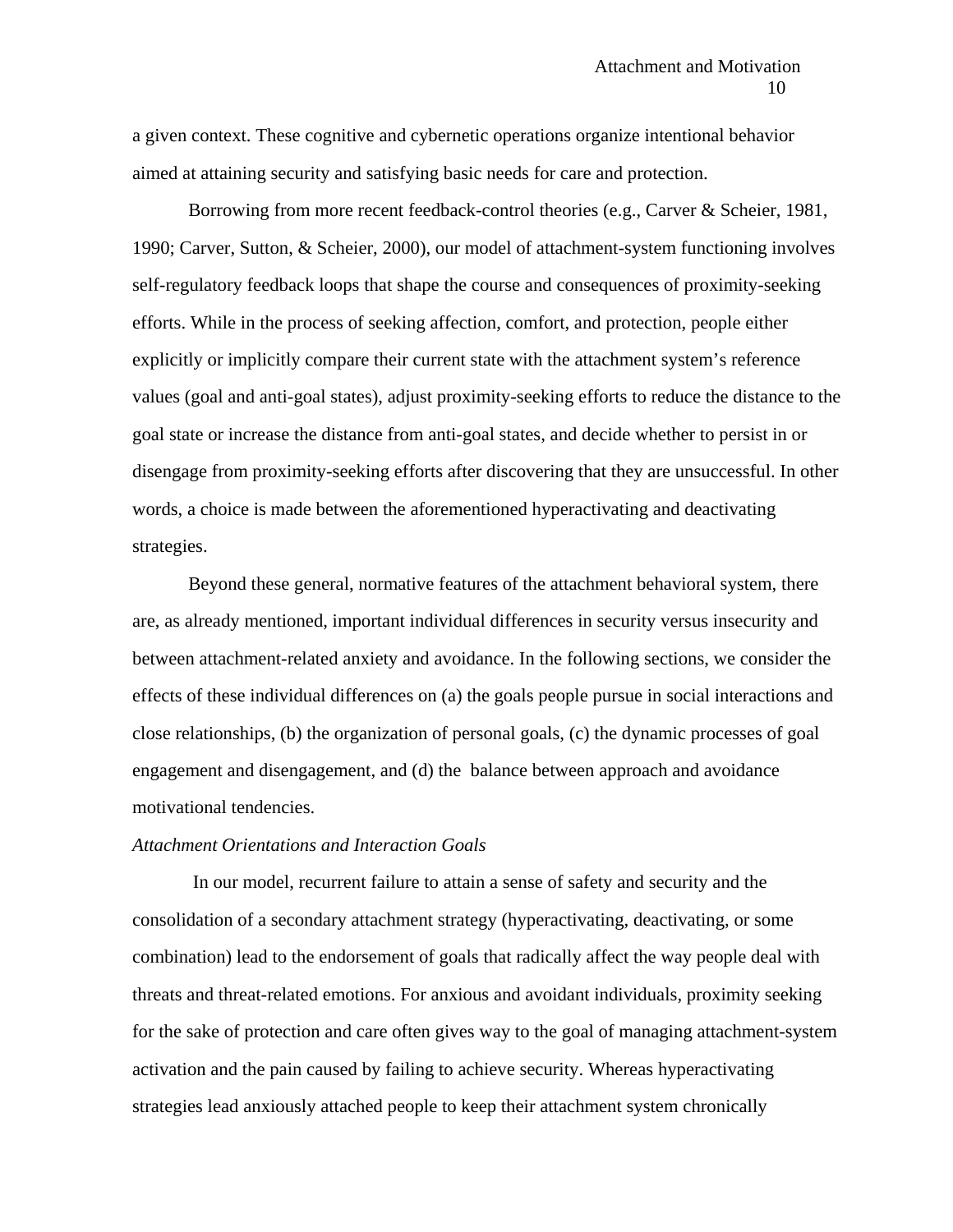a given context. These cognitive and cybernetic operations organize intentional behavior aimed at attaining security and satisfying basic needs for care and protection.

Borrowing from more recent feedback-control theories (e.g., Carver & Scheier, 1981, 1990; Carver, Sutton, & Scheier, 2000), our model of attachment-system functioning involves self-regulatory feedback loops that shape the course and consequences of proximity-seeking efforts. While in the process of seeking affection, comfort, and protection, people either explicitly or implicitly compare their current state with the attachment system's reference values (goal and anti-goal states), adjust proximity-seeking efforts to reduce the distance to the goal state or increase the distance from anti-goal states, and decide whether to persist in or disengage from proximity-seeking efforts after discovering that they are unsuccessful. In other words, a choice is made between the aforementioned hyperactivating and deactivating strategies.

Beyond these general, normative features of the attachment behavioral system, there are, as already mentioned, important individual differences in security versus insecurity and between attachment-related anxiety and avoidance. In the following sections, we consider the effects of these individual differences on (a) the goals people pursue in social interactions and close relationships, (b) the organization of personal goals, (c) the dynamic processes of goal engagement and disengagement, and (d) the balance between approach and avoidance motivational tendencies.

*Attachment Orientations and Interaction Goals*

In our model, recurrent failure to attain a sense of safety and security and the consolidation of a secondary attachment strategy (hyperactivating, deactivating, or some combination) lead to the endorsement of goals that radically affect the way people deal with threats and threat-related emotions. For anxious and avoidant individuals, proximity seeking for the sake of protection and care often gives way to the goal of managing attachment-system activation and the pain caused by failing to achieve security. Whereas hyperactivating strategies lead anxiously attached people to keep their attachment system chronically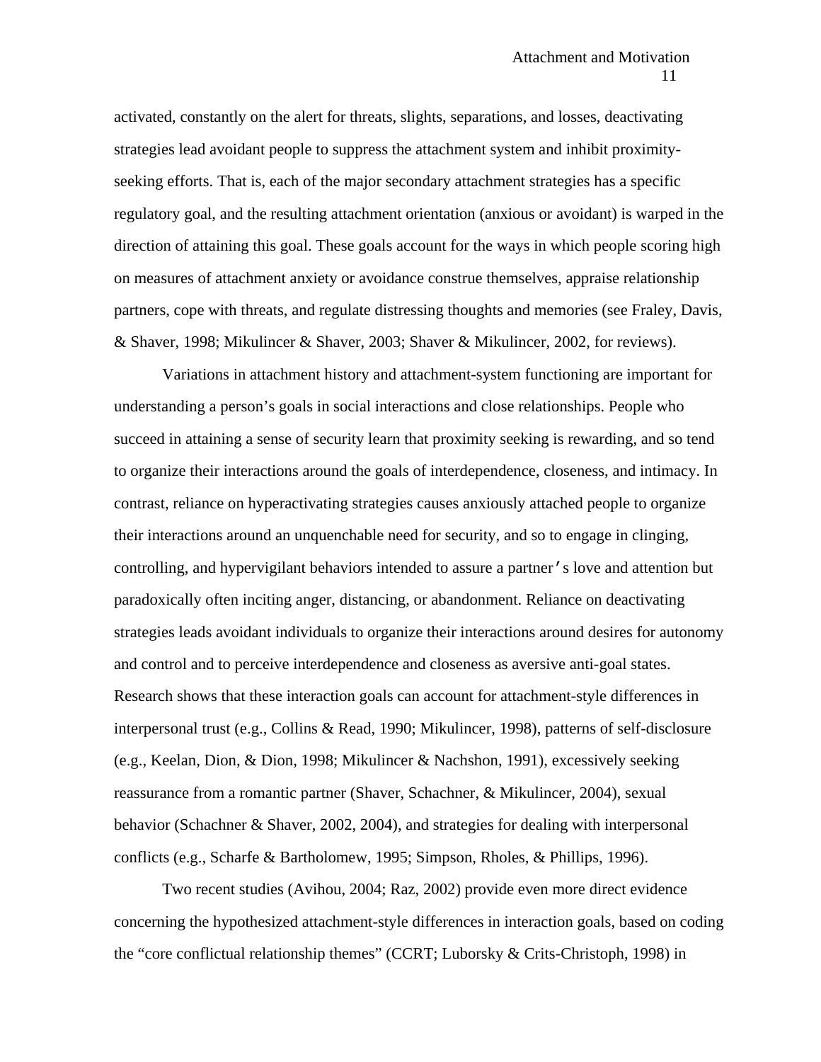activated, constantly on the alert for threats, slights, separations, and losses, deactivating strategies lead avoidant people to suppress the attachment system and inhibit proximity-seeking efforts. That is, each of the major secondary attachment strategies has a specific regulatory goal, and the resulting attachment orientation (anxious or avoidant) is warped in the direction of attaining this goal. These goals account for the ways in which people scoring high on measures of attachment anxiety or avoidance construe themselves, appraise relationship partners, cope with threats, and regulate distressing thoughts and memories (see Fraley, Davis, & Shaver, 1998; Mikulincer & Shaver, 2003; Shaver & Mikulincer, 2002, for reviews).

Variations in attachment history and attachment-system functioning are important for understanding a person's goals in social interactions and close relationships. People who succeed in attaining a sense of security learn that proximity seeking is rewarding, and so tend to organize their interactions around the goals of interdependence, closeness, and intimacy. In contrast, reliance on hyperactivating strategies causes anxiously attached people to organize their interactions around an unquenchable need for security, and so to engage in clinging, controlling, and hypervigilant behaviors intended to assure a partner's love and attention but paradoxically often inciting anger, distancing, or abandonment. Reliance on deactivating strategies leads avoidant individuals to organize their interactions around desires for autonomy and control and to perceive interdependence and closeness as aversive anti-goal states. Research shows that these interaction goals can account for attachment-style differences in interpersonal trust (e.g., Collins & Read, 1990; Mikulincer, 1998), patterns of self-disclosure (e.g., Keelan, Dion, & Dion, 1998; Mikulincer & Nachshon, 1991), excessively seeking reassurance from a romantic partner (Shaver, Schachner, & Mikulincer, 2004), sexual behavior (Schachner & Shaver, 2002, 2004), and strategies for dealing with interpersonal conflicts (e.g., Scharfe & Bartholomew, 1995; Simpson, Rholes, & Phillips, 1996).

Two recent studies (Avihou, 2004; Raz, 2002) provide even more direct evidence concerning the hypothesized attachment-style differences in interaction goals, based on coding the "core conflictual relationship themes" (CCRT; Luborsky & Crits-Christoph, 1998) in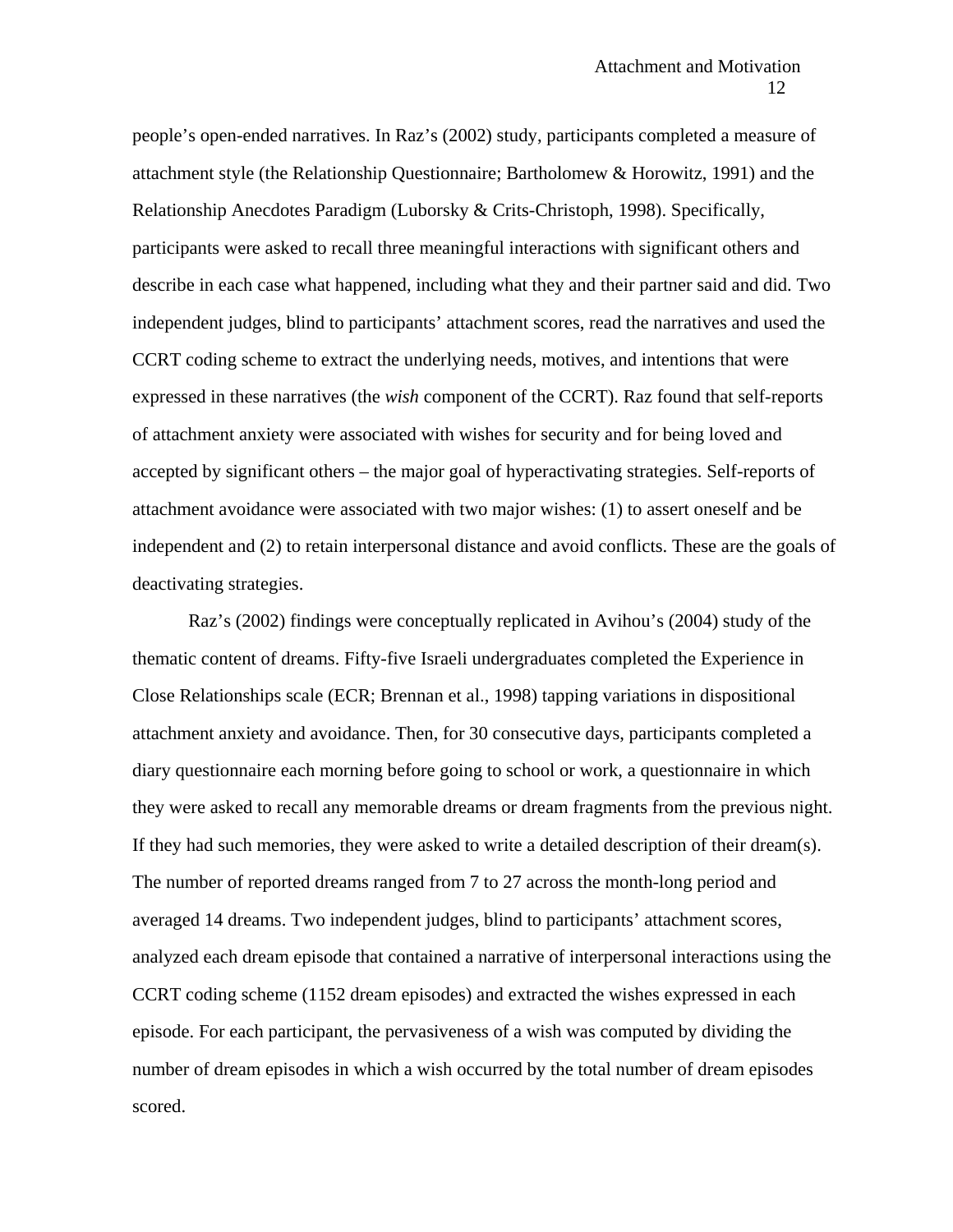people's open-ended narratives. In Raz's (2002) study, participants completed a measure of attachment style (the Relationship Questionnaire; Bartholomew & Horowitz, 1991) and the Relationship Anecdotes Paradigm (Luborsky & Crits-Christoph, 1998). Specifically, participants were asked to recall three meaningful interactions with significant others and describe in each case what happened, including what they and their partner said and did. Two independent judges, blind to participants' attachment scores, read the narratives and used the CCRT coding scheme to extract the underlying needs, motives, and intentions that were expressed in these narratives (the *wish* component of the CCRT). Raz found that self-reports of attachment anxiety were associated with wishes for security and for being loved and accepted by significant others – the major goal of hyperactivating strategies. Self-reports of attachment avoidance were associated with two major wishes: (1) to assert oneself and be independent and (2) to retain interpersonal distance and avoid conflicts. These are the goals of deactivating strategies.

Raz's (2002) findings were conceptually replicated in Avihou's (2004) study of the thematic content of dreams. Fifty-five Israeli undergraduates completed the Experience in Close Relationships scale (ECR; Brennan et al., 1998) tapping variations in dispositional attachment anxiety and avoidance. Then, for 30 consecutive days, participants completed a diary questionnaire each morning before going to school or work, a questionnaire in which they were asked to recall any memorable dreams or dream fragments from the previous night. If they had such memories, they were asked to write a detailed description of their dream(s). The number of reported dreams ranged from 7 to 27 across the month-long period and averaged 14 dreams. Two independent judges, blind to participants' attachment scores, analyzed each dream episode that contained a narrative of interpersonal interactions using the CCRT coding scheme (1152 dream episodes) and extracted the wishes expressed in each episode. For each participant, the pervasiveness of a wish was computed by dividing the number of dream episodes in which a wish occurred by the total number of dream episodes scored.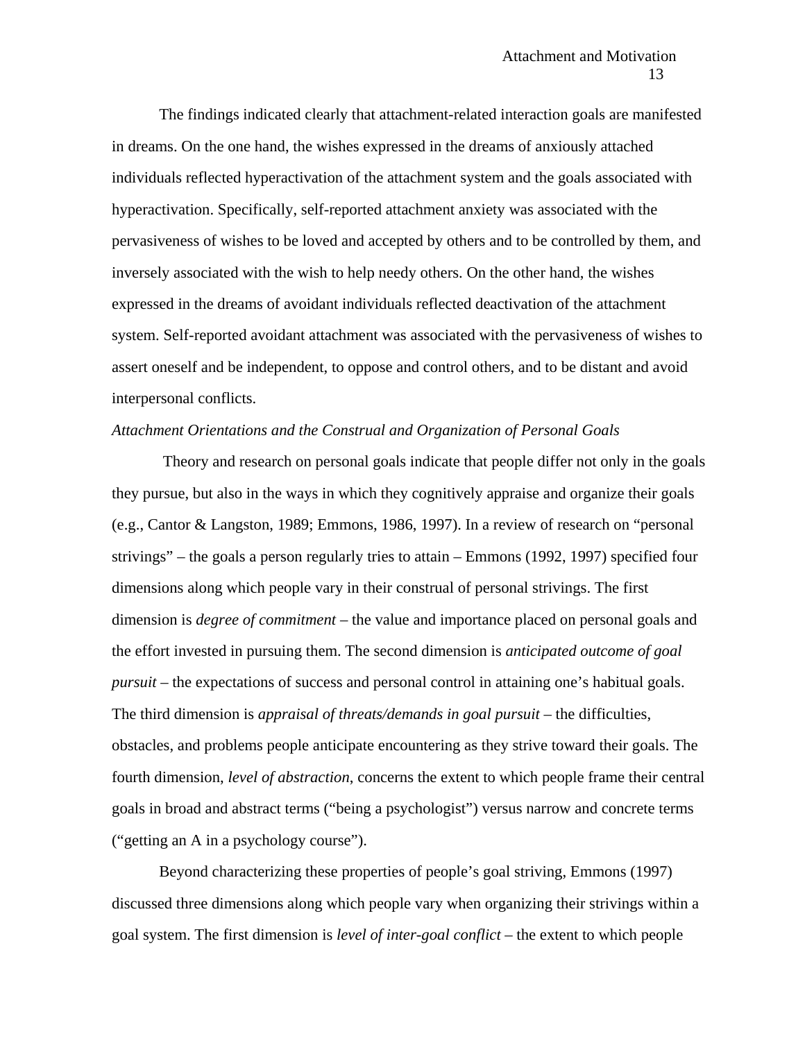The findings indicated clearly that attachment-related interaction goals are manifested in dreams. On the one hand, the wishes expressed in the dreams of anxiously attached individuals reflected hyperactivation of the attachment system and the goals associated with hyperactivation. Specifically, self-reported attachment anxiety was associated with the pervasiveness of wishes to be loved and accepted by others and to be controlled by them, and inversely associated with the wish to help needy others. On the other hand, the wishes expressed in the dreams of avoidant individuals reflected deactivation of the attachment system. Self-reported avoidant attachment was associated with the pervasiveness of wishes to assert oneself and be independent, to oppose and control others, and to be distant and avoid interpersonal conflicts.

*Attachment Orientations and the Construal and Organization of Personal Goals*

Theory and research on personal goals indicate that people differ not only in the goals they pursue, but also in the ways in which they cognitively appraise and organize their goals (e.g., Cantor & Langston, 1989; Emmons, 1986, 1997). In a review of research on "personal strivings" – the goals a person regularly tries to attain – Emmons (1992, 1997) specified four dimensions along which people vary in their construal of personal strivings. The first dimension is *degree of commitment* – the value and importance placed on personal goals and the effort invested in pursuing them. The second dimension is *anticipated outcome of goal pursuit* – the expectations of success and personal control in attaining one's habitual goals. The third dimension is *appraisal of threats/demands in goal pursuit* – the difficulties, obstacles, and problems people anticipate encountering as they strive toward their goals. The fourth dimension, *level of abstraction*, concerns the extent to which people frame their central goals in broad and abstract terms ("being a psychologist") versus narrow and concrete terms ("getting an A in a psychology course").

Beyond characterizing these properties of people's goal striving, Emmons (1997) discussed three dimensions along which people vary when organizing their strivings within a goal system. The first dimension is *level of inter-goal conflict* – the extent to which people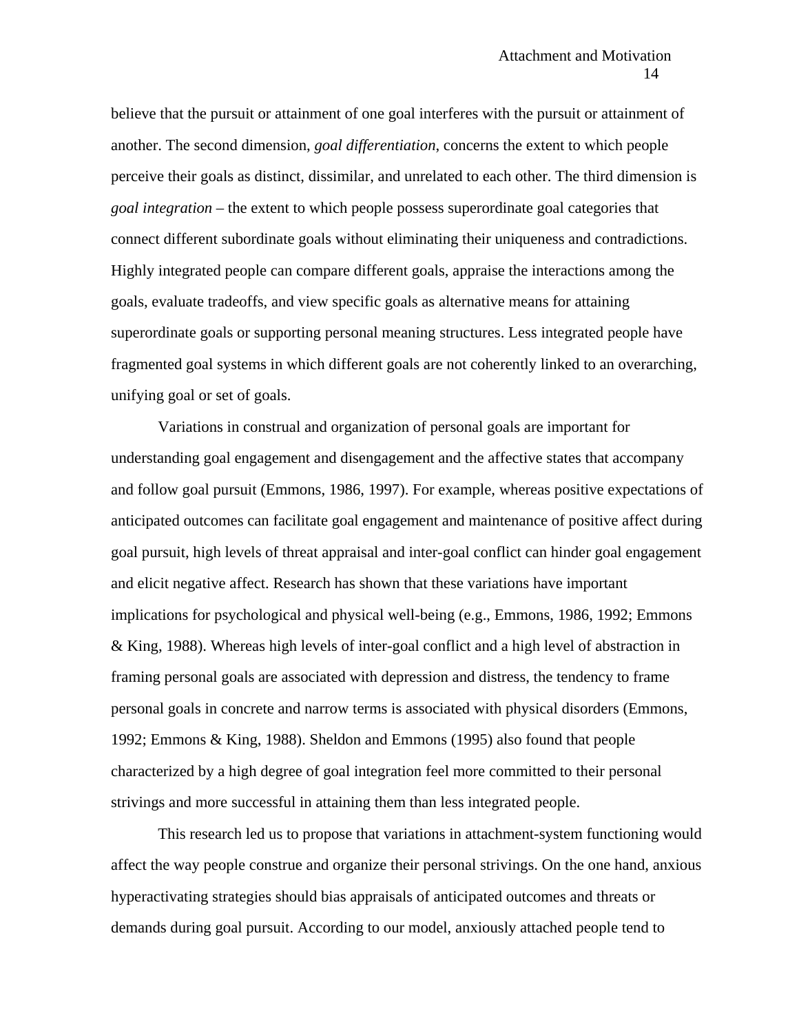believe that the pursuit or attainment of one goal interferes with the pursuit or attainment of another. The second dimension, *goal differentiation*, concerns the extent to which people perceive their goals as distinct, dissimilar, and unrelated to each other. The third dimension is *goal integration* – the extent to which people possess superordinate goal categories that connect different subordinate goals without eliminating their uniqueness and contradictions. Highly integrated people can compare different goals, appraise the interactions among the goals, evaluate tradeoffs, and view specific goals as alternative means for attaining superordinate goals or supporting personal meaning structures. Less integrated people have fragmented goal systems in which different goals are not coherently linked to an overarching, unifying goal or set of goals.

Variations in construal and organization of personal goals are important for understanding goal engagement and disengagement and the affective states that accompany and follow goal pursuit (Emmons, 1986, 1997). For example, whereas positive expectations of anticipated outcomes can facilitate goal engagement and maintenance of positive affect during goal pursuit, high levels of threat appraisal and inter-goal conflict can hinder goal engagement and elicit negative affect. Research has shown that these variations have important implications for psychological and physical well-being (e.g., Emmons, 1986, 1992; Emmons & King, 1988). Whereas high levels of inter-goal conflict and a high level of abstraction in framing personal goals are associated with depression and distress, the tendency to frame personal goals in concrete and narrow terms is associated with physical disorders (Emmons, 1992; Emmons & King, 1988). Sheldon and Emmons (1995) also found that people characterized by a high degree of goal integration feel more committed to their personal strivings and more successful in attaining them than less integrated people.

This research led us to propose that variations in attachment-system functioning would affect the way people construe and organize their personal strivings. On the one hand, anxious hyperactivating strategies should bias appraisals of anticipated outcomes and threats or demands during goal pursuit. According to our model, anxiously attached people tend to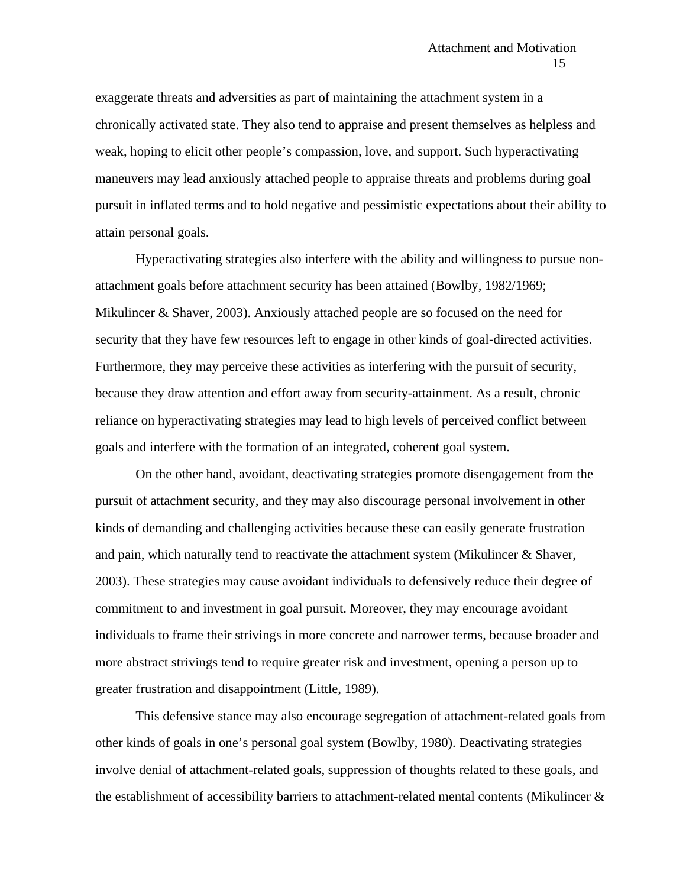exaggerate threats and adversities as part of maintaining the attachment system in a chronically activated state. They also tend to appraise and present themselves as helpless and weak, hoping to elicit other people's compassion, love, and support. Such hyperactivating maneuvers may lead anxiously attached people to appraise threats and problems during goal pursuit in inflated terms and to hold negative and pessimistic expectations about their ability to attain personal goals.

Hyperactivating strategies also interfere with the ability and willingness to pursue non-attachment goals before attachment security has been attained (Bowlby, 1982/1969; Mikulincer & Shaver, 2003). Anxiously attached people are so focused on the need for security that they have few resources left to engage in other kinds of goal-directed activities. Furthermore, they may perceive these activities as interfering with the pursuit of security, because they draw attention and effort away from security-attainment. As a result, chronic reliance on hyperactivating strategies may lead to high levels of perceived conflict between goals and interfere with the formation of an integrated, coherent goal system.

On the other hand, avoidant, deactivating strategies promote disengagement from the pursuit of attachment security, and they may also discourage personal involvement in other kinds of demanding and challenging activities because these can easily generate frustration and pain, which naturally tend to reactivate the attachment system (Mikulincer & Shaver, 2003). These strategies may cause avoidant individuals to defensively reduce their degree of commitment to and investment in goal pursuit. Moreover, they may encourage avoidant individuals to frame their strivings in more concrete and narrower terms, because broader and more abstract strivings tend to require greater risk and investment, opening a person up to greater frustration and disappointment (Little, 1989).

This defensive stance may also encourage segregation of attachment-related goals from other kinds of goals in one's personal goal system (Bowlby, 1980). Deactivating strategies involve denial of attachment-related goals, suppression of thoughts related to these goals, and the establishment of accessibility barriers to attachment-related mental contents (Mikulincer &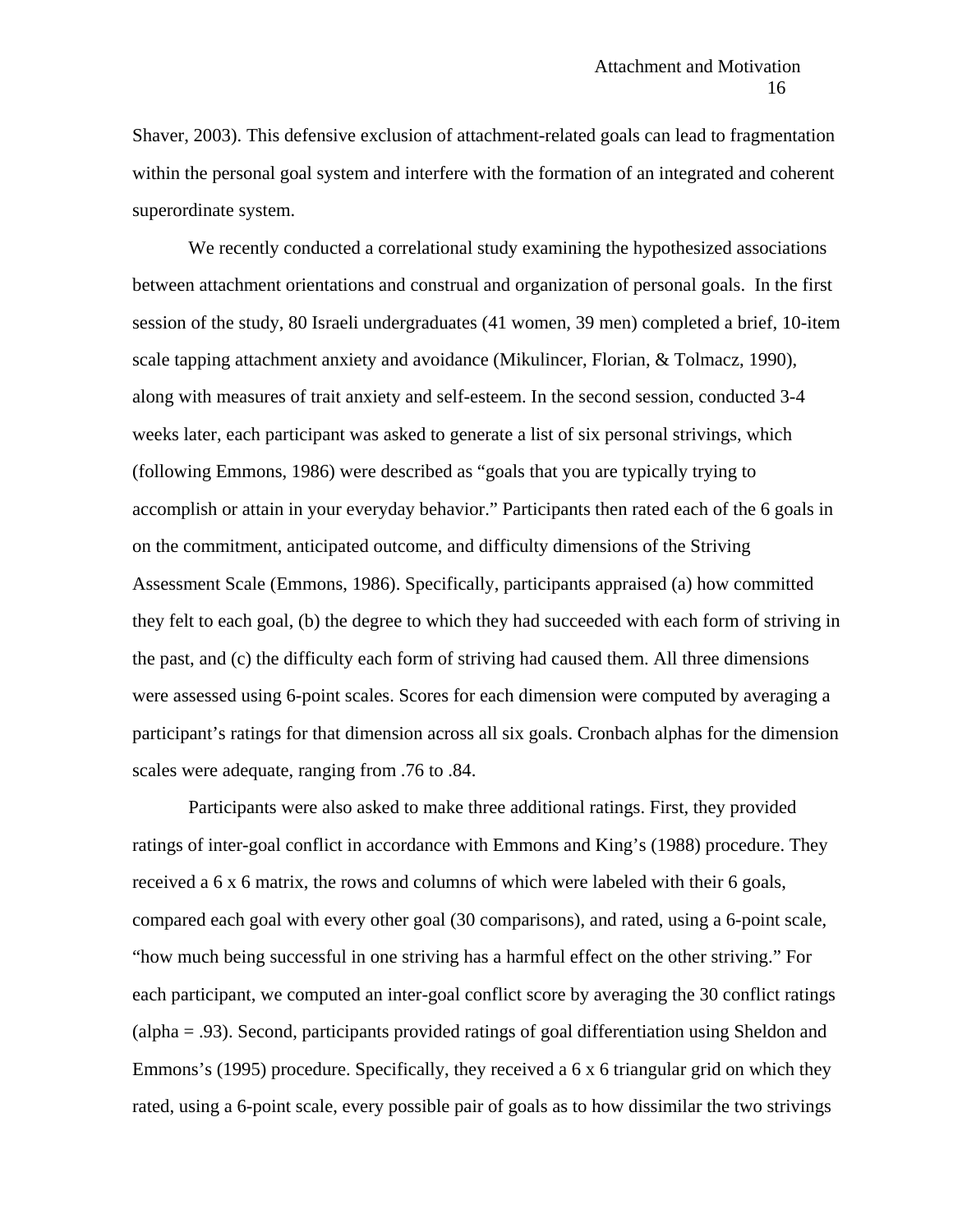Shaver, 2003). This defensive exclusion of attachment-related goals can lead to fragmentation within the personal goal system and interfere with the formation of an integrated and coherent superordinate system.

We recently conducted a correlational study examining the hypothesized associations between attachment orientations and construal and organization of personal goals. In the first session of the study, 80 Israeli undergraduates (41 women, 39 men) completed a brief, 10-item scale tapping attachment anxiety and avoidance (Mikulincer, Florian, & Tolmacz, 1990), along with measures of trait anxiety and self-esteem. In the second session, conducted 3-4 weeks later, each participant was asked to generate a list of six personal strivings, which (following Emmons, 1986) were described as "goals that you are typically trying to accomplish or attain in your everyday behavior." Participants then rated each of the 6 goals in on the commitment, anticipated outcome, and difficulty dimensions of the Striving Assessment Scale (Emmons, 1986). Specifically, participants appraised (a) how committed they felt to each goal, (b) the degree to which they had succeeded with each form of striving in the past, and (c) the difficulty each form of striving had caused them. All three dimensions were assessed using 6-point scales. Scores for each dimension were computed by averaging a participant's ratings for that dimension across all six goals. Cronbach alphas for the dimension scales were adequate, ranging from .76 to .84.

Participants were also asked to make three additional ratings. First, they provided ratings of inter-goal conflict in accordance with Emmons and King's (1988) procedure. They received a 6 x 6 matrix, the rows and columns of which were labeled with their 6 goals, compared each goal with every other goal (30 comparisons), and rated, using a 6-point scale, "how much being successful in one striving has a harmful effect on the other striving." For each participant, we computed an inter-goal conflict score by averaging the 30 conflict ratings (alpha = .93). Second, participants provided ratings of goal differentiation using Sheldon and Emmons's (1995) procedure. Specifically, they received a 6 x 6 triangular grid on which they rated, using a 6-point scale, every possible pair of goals as to how dissimilar the two strivings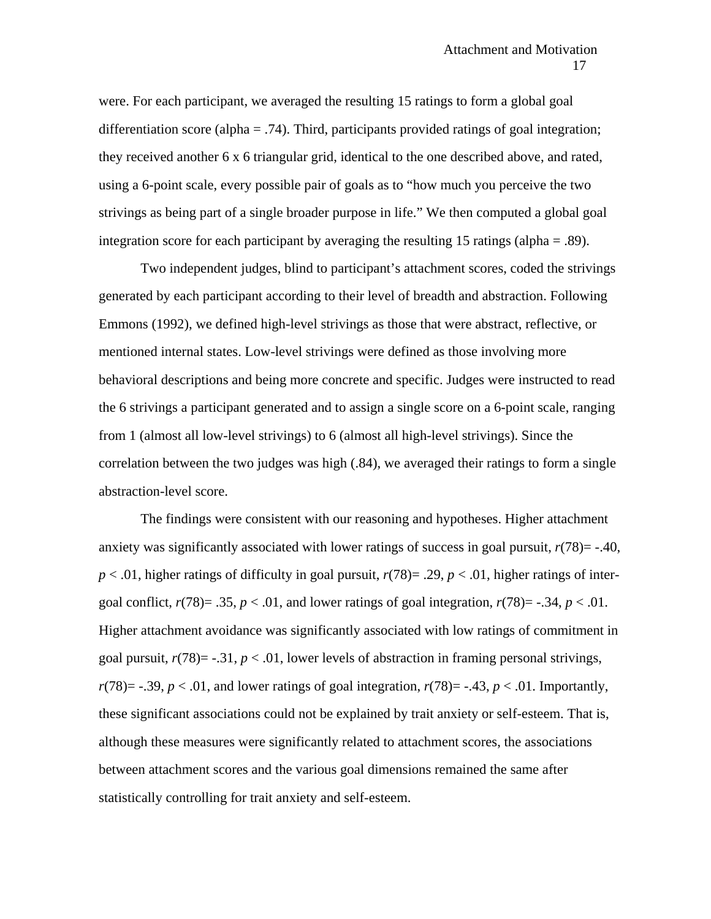were. For each participant, we averaged the resulting 15 ratings to form a global goal differentiation score (alpha = .74). Third, participants provided ratings of goal integration; they received another 6 x 6 triangular grid, identical to the one described above, and rated, using a 6-point scale, every possible pair of goals as to "how much you perceive the two strivings as being part of a single broader purpose in life." We then computed a global goal integration score for each participant by averaging the resulting 15 ratings (alpha = .89).

Two independent judges, blind to participant's attachment scores, coded the strivings generated by each participant according to their level of breadth and abstraction. Following Emmons (1992), we defined high-level strivings as those that were abstract, reflective, or mentioned internal states. Low-level strivings were defined as those involving more behavioral descriptions and being more concrete and specific. Judges were instructed to read the 6 strivings a participant generated and to assign a single score on a 6-point scale, ranging from 1 (almost all low-level strivings) to 6 (almost all high-level strivings). Since the correlation between the two judges was high (.84), we averaged their ratings to form a single abstraction-level score.

The findings were consistent with our reasoning and hypotheses. Higher attachment anxiety was significantly associated with lower ratings of success in goal pursuit, $r(78) = -.40$, $p < .01$, higher ratings of difficulty in goal pursuit, $r(78) = .29$, $p < .01$, higher ratings of inter-goal conflict, $r(78) = .35$, $p < .01$, and lower ratings of goal integration, $r(78) = -.34$, $p < .01$. Higher attachment avoidance was significantly associated with low ratings of commitment in goal pursuit, $r(78) = -.31$, $p < .01$, lower levels of abstraction in framing personal strivings, $r(78) = -.39$, $p < .01$, and lower ratings of goal integration, $r(78) = -.43$, $p < .01$. Importantly, these significant associations could not be explained by trait anxiety or self-esteem. That is, although these measures were significantly related to attachment scores, the associations between attachment scores and the various goal dimensions remained the same after statistically controlling for trait anxiety and self-esteem.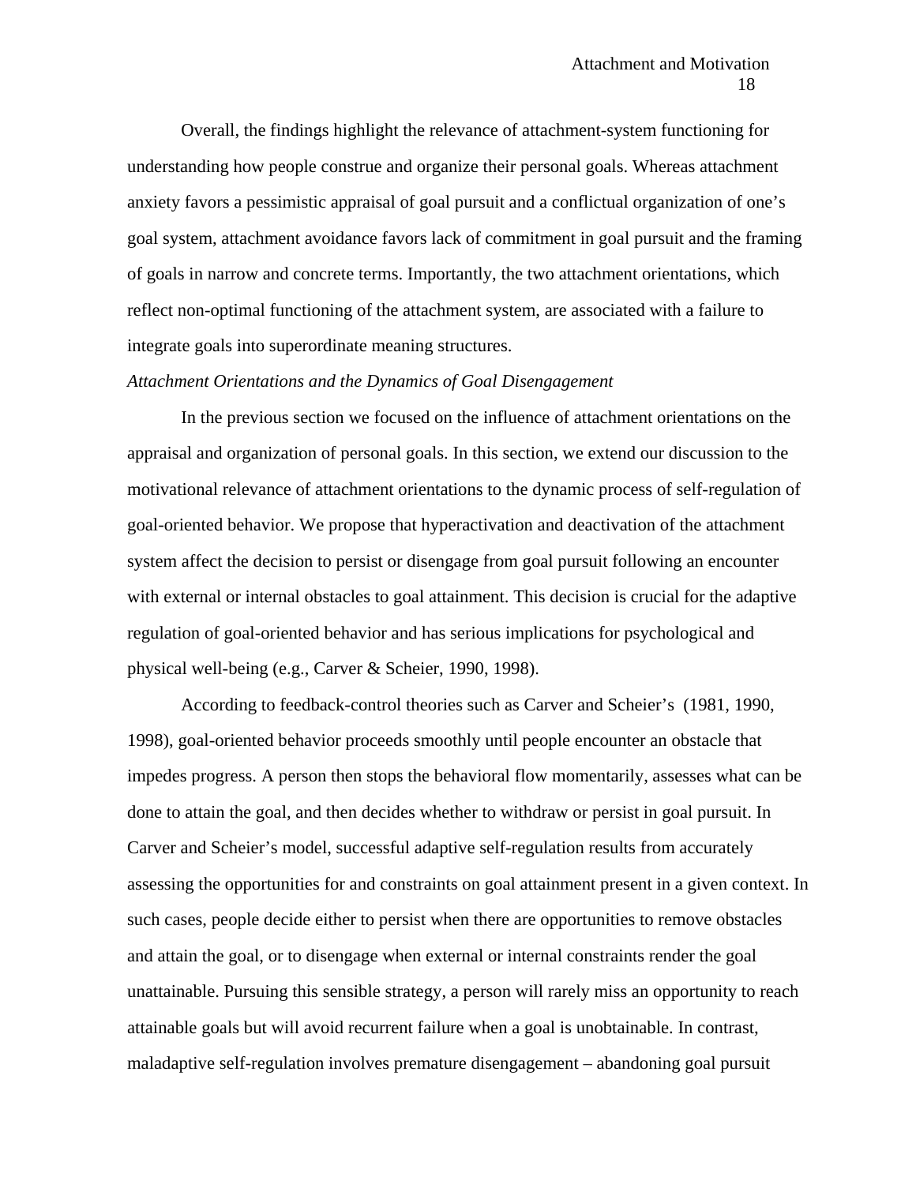Overall, the findings highlight the relevance of attachment-system functioning for understanding how people construe and organize their personal goals. Whereas attachment anxiety favors a pessimistic appraisal of goal pursuit and a conflictual organization of one's goal system, attachment avoidance favors lack of commitment in goal pursuit and the framing of goals in narrow and concrete terms. Importantly, the two attachment orientations, which reflect non-optimal functioning of the attachment system, are associated with a failure to integrate goals into superordinate meaning structures.

*Attachment Orientations and the Dynamics of Goal Disengagement*

In the previous section we focused on the influence of attachment orientations on the appraisal and organization of personal goals. In this section, we extend our discussion to the motivational relevance of attachment orientations to the dynamic process of self-regulation of goal-oriented behavior. We propose that hyperactivation and deactivation of the attachment system affect the decision to persist or disengage from goal pursuit following an encounter with external or internal obstacles to goal attainment. This decision is crucial for the adaptive regulation of goal-oriented behavior and has serious implications for psychological and physical well-being (e.g., Carver & Scheier, 1990, 1998).

According to feedback-control theories such as Carver and Scheier's (1981, 1990, 1998), goal-oriented behavior proceeds smoothly until people encounter an obstacle that impedes progress. A person then stops the behavioral flow momentarily, assesses what can be done to attain the goal, and then decides whether to withdraw or persist in goal pursuit. In Carver and Scheier's model, successful adaptive self-regulation results from accurately assessing the opportunities for and constraints on goal attainment present in a given context. In such cases, people decide either to persist when there are opportunities to remove obstacles and attain the goal, or to disengage when external or internal constraints render the goal unattainable. Pursuing this sensible strategy, a person will rarely miss an opportunity to reach attainable goals but will avoid recurrent failure when a goal is unobtainable. In contrast, maladaptive self-regulation involves premature disengagement – abandoning goal pursuit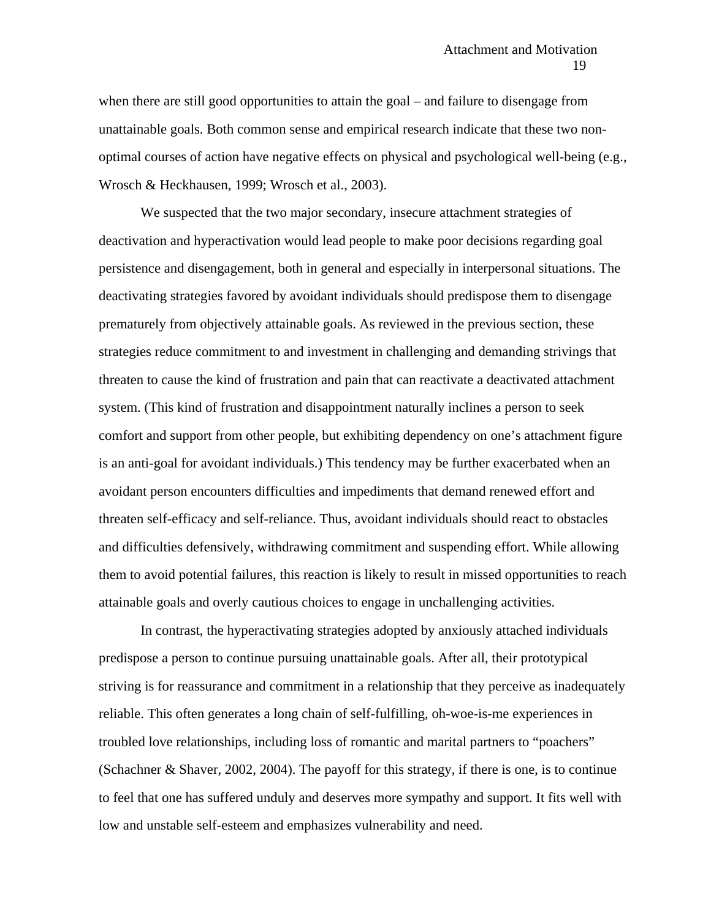when there are still good opportunities to attain the goal – and failure to disengage from unattainable goals. Both common sense and empirical research indicate that these two non-optimal courses of action have negative effects on physical and psychological well-being (e.g., Wrosch & Heckhausen, 1999; Wrosch et al., 2003).

We suspected that the two major secondary, insecure attachment strategies of deactivation and hyperactivation would lead people to make poor decisions regarding goal persistence and disengagement, both in general and especially in interpersonal situations. The deactivating strategies favored by avoidant individuals should predispose them to disengage prematurely from objectively attainable goals. As reviewed in the previous section, these strategies reduce commitment to and investment in challenging and demanding strivings that threaten to cause the kind of frustration and pain that can reactivate a deactivated attachment system. (This kind of frustration and disappointment naturally inclines a person to seek comfort and support from other people, but exhibiting dependency on one's attachment figure is an anti-goal for avoidant individuals.) This tendency may be further exacerbated when an avoidant person encounters difficulties and impediments that demand renewed effort and threaten self-efficacy and self-reliance. Thus, avoidant individuals should react to obstacles and difficulties defensively, withdrawing commitment and suspending effort. While allowing them to avoid potential failures, this reaction is likely to result in missed opportunities to reach attainable goals and overly cautious choices to engage in unchallenging activities.

In contrast, the hyperactivating strategies adopted by anxiously attached individuals predispose a person to continue pursuing unattainable goals. After all, their prototypical striving is for reassurance and commitment in a relationship that they perceive as inadequately reliable. This often generates a long chain of self-fulfilling, oh-woe-is-me experiences in troubled love relationships, including loss of romantic and marital partners to "poachers" (Schachner & Shaver, 2002, 2004). The payoff for this strategy, if there is one, is to continue to feel that one has suffered unduly and deserves more sympathy and support. It fits well with low and unstable self-esteem and emphasizes vulnerability and need.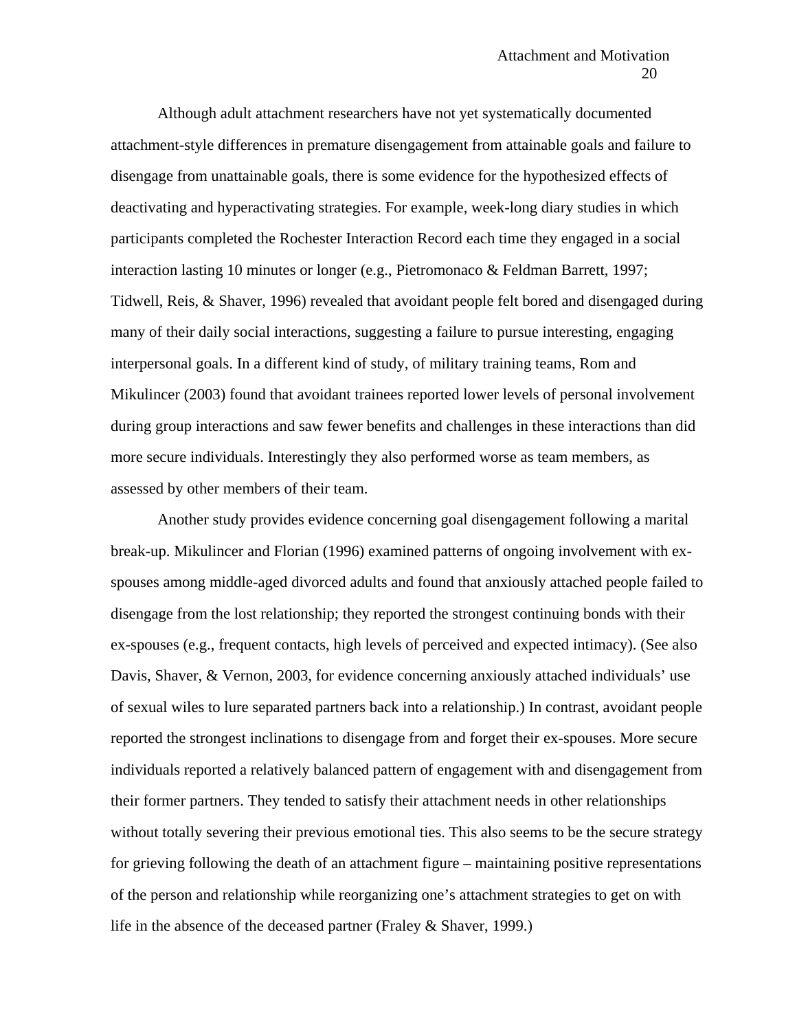Although adult attachment researchers have not yet systematically documented attachment-style differences in premature disengagement from attainable goals and failure to disengage from unattainable goals, there is some evidence for the hypothesized effects of deactivating and hyperactivating strategies. For example, week-long diary studies in which participants completed the Rochester Interaction Record each time they engaged in a social interaction lasting 10 minutes or longer (e.g., Pietromonaco & Feldman Barrett, 1997; Tidwell, Reis, & Shaver, 1996) revealed that avoidant people felt bored and disengaged during many of their daily social interactions, suggesting a failure to pursue interesting, engaging interpersonal goals. In a different kind of study, of military training teams, Rom and Mikulincer (2003) found that avoidant trainees reported lower levels of personal involvement during group interactions and saw fewer benefits and challenges in these interactions than did more secure individuals. Interestingly they also performed worse as team members, as assessed by other members of their team.

Another study provides evidence concerning goal disengagement following a marital break-up. Mikulincer and Florian (1996) examined patterns of ongoing involvement with ex-spouses among middle-aged divorced adults and found that anxiously attached people failed to disengage from the lost relationship; they reported the strongest continuing bonds with their ex-spouses (e.g., frequent contacts, high levels of perceived and expected intimacy). (See also Davis, Shaver, & Vernon, 2003, for evidence concerning anxiously attached individuals' use of sexual wiles to lure separated partners back into a relationship.) In contrast, avoidant people reported the strongest inclinations to disengage from and forget their ex-spouses. More secure individuals reported a relatively balanced pattern of engagement with and disengagement from their former partners. They tended to satisfy their attachment needs in other relationships without totally severing their previous emotional ties. This also seems to be the secure strategy for grieving following the death of an attachment figure – maintaining positive representations of the person and relationship while reorganizing one's attachment strategies to get on with life in the absence of the deceased partner (Fraley & Shaver, 1999.)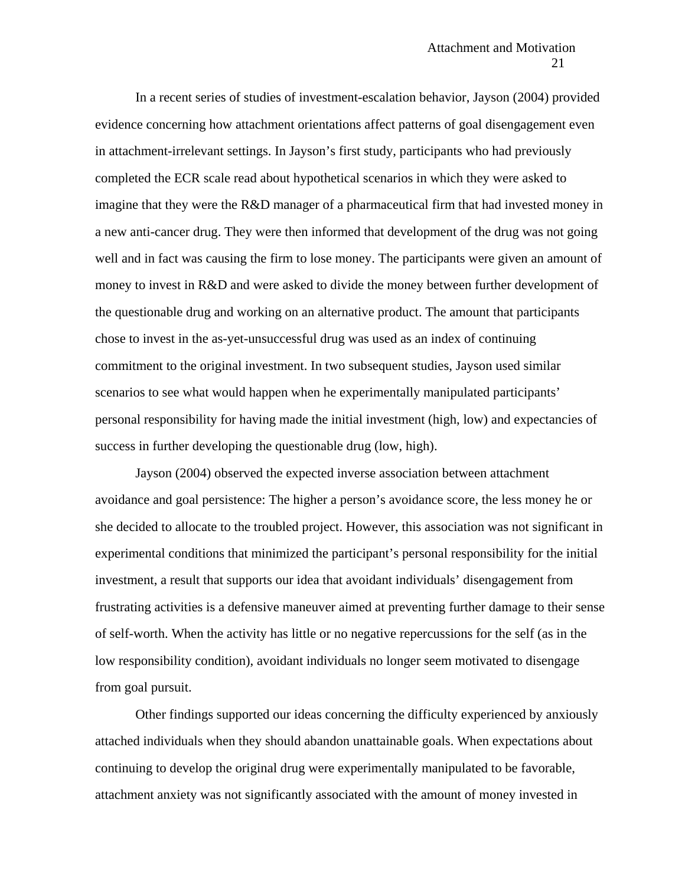In a recent series of studies of investment-escalation behavior, Jayson (2004) provided evidence concerning how attachment orientations affect patterns of goal disengagement even in attachment-irrelevant settings. In Jayson's first study, participants who had previously completed the ECR scale read about hypothetical scenarios in which they were asked to imagine that they were the R&D manager of a pharmaceutical firm that had invested money in a new anti-cancer drug. They were then informed that development of the drug was not going well and in fact was causing the firm to lose money. The participants were given an amount of money to invest in R&D and were asked to divide the money between further development of the questionable drug and working on an alternative product. The amount that participants chose to invest in the as-yet-unsuccessful drug was used as an index of continuing commitment to the original investment. In two subsequent studies, Jayson used similar scenarios to see what would happen when he experimentally manipulated participants' personal responsibility for having made the initial investment (high, low) and expectancies of success in further developing the questionable drug (low, high).

Jayson (2004) observed the expected inverse association between attachment avoidance and goal persistence: The higher a person's avoidance score, the less money he or she decided to allocate to the troubled project. However, this association was not significant in experimental conditions that minimized the participant's personal responsibility for the initial investment, a result that supports our idea that avoidant individuals' disengagement from frustrating activities is a defensive maneuver aimed at preventing further damage to their sense of self-worth. When the activity has little or no negative repercussions for the self (as in the low responsibility condition), avoidant individuals no longer seem motivated to disengage from goal pursuit.

Other findings supported our ideas concerning the difficulty experienced by anxiously attached individuals when they should abandon unattainable goals. When expectations about continuing to develop the original drug were experimentally manipulated to be favorable, attachment anxiety was not significantly associated with the amount of money invested in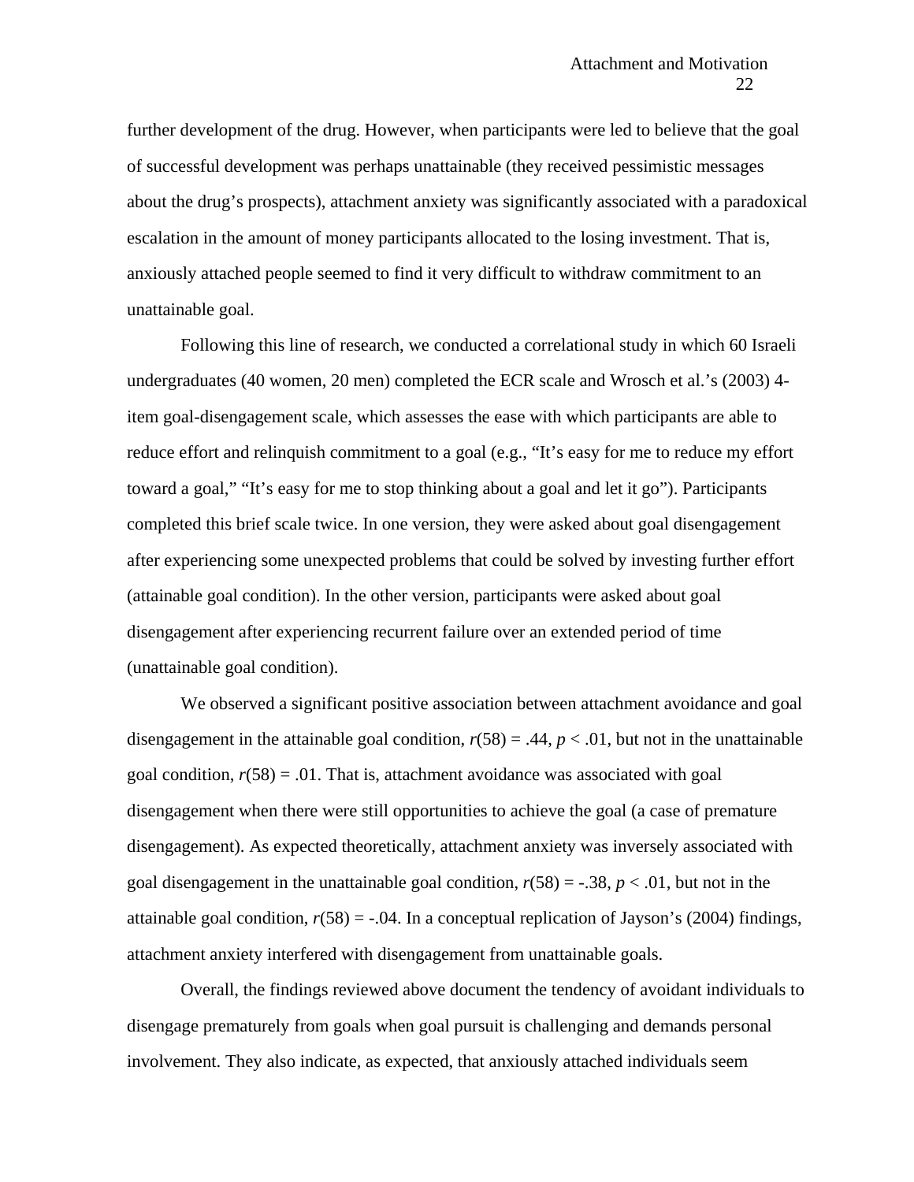further development of the drug. However, when participants were led to believe that the goal of successful development was perhaps unattainable (they received pessimistic messages about the drug's prospects), attachment anxiety was significantly associated with a paradoxical escalation in the amount of money participants allocated to the losing investment. That is, anxiously attached people seemed to find it very difficult to withdraw commitment to an unattainable goal.

Following this line of research, we conducted a correlational study in which 60 Israeli undergraduates (40 women, 20 men) completed the ECR scale and Wrosch et al.'s (2003) 4-item goal-disengagement scale, which assesses the ease with which participants are able to reduce effort and relinquish commitment to a goal (e.g., "It's easy for me to reduce my effort toward a goal," "It's easy for me to stop thinking about a goal and let it go"). Participants completed this brief scale twice. In one version, they were asked about goal disengagement after experiencing some unexpected problems that could be solved by investing further effort (attainable goal condition). In the other version, participants were asked about goal disengagement after experiencing recurrent failure over an extended period of time (unattainable goal condition).

We observed a significant positive association between attachment avoidance and goal disengagement in the attainable goal condition, $r(58) = .44$, $p < .01$, but not in the unattainable goal condition, $r(58) = .01$. That is, attachment avoidance was associated with goal disengagement when there were still opportunities to achieve the goal (a case of premature disengagement). As expected theoretically, attachment anxiety was inversely associated with goal disengagement in the unattainable goal condition, $r(58) = -.38$, $p < .01$, but not in the attainable goal condition, $r(58) = -.04$. In a conceptual replication of Jayson's (2004) findings, attachment anxiety interfered with disengagement from unattainable goals.

Overall, the findings reviewed above document the tendency of avoidant individuals to disengage prematurely from goals when goal pursuit is challenging and demands personal involvement. They also indicate, as expected, that anxiously attached individuals seem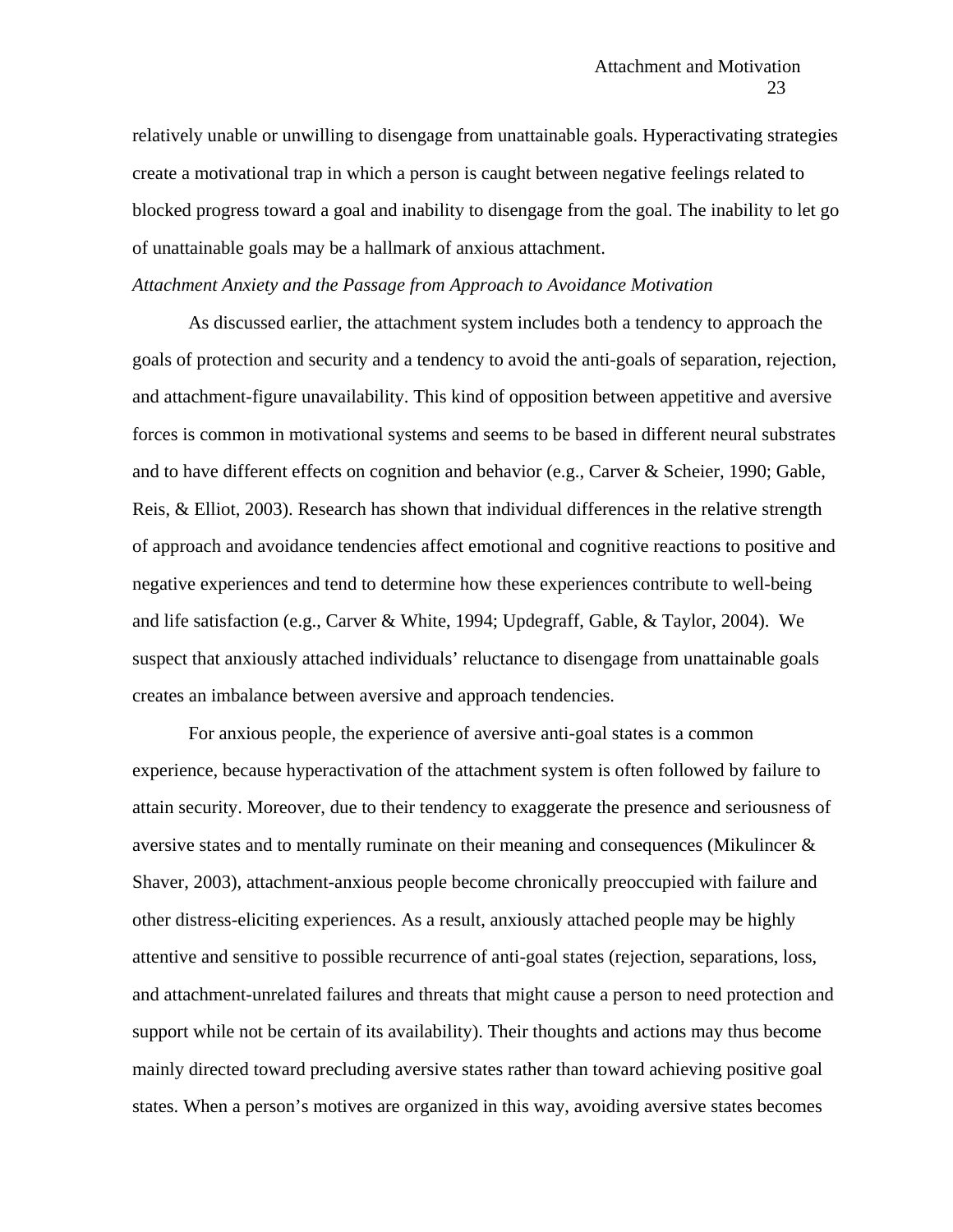relatively unable or unwilling to disengage from unattainable goals. Hyperactivating strategies create a motivational trap in which a person is caught between negative feelings related to blocked progress toward a goal and inability to disengage from the goal. The inability to let go of unattainable goals may be a hallmark of anxious attachment.

*Attachment Anxiety and the Passage from Approach to Avoidance Motivation*

As discussed earlier, the attachment system includes both a tendency to approach the goals of protection and security and a tendency to avoid the anti-goals of separation, rejection, and attachment-figure unavailability. This kind of opposition between appetitive and aversive forces is common in motivational systems and seems to be based in different neural substrates and to have different effects on cognition and behavior (e.g., Carver & Scheier, 1990; Gable, Reis, & Elliot, 2003). Research has shown that individual differences in the relative strength of approach and avoidance tendencies affect emotional and cognitive reactions to positive and negative experiences and tend to determine how these experiences contribute to well-being and life satisfaction (e.g., Carver & White, 1994; Updegraff, Gable, & Taylor, 2004). We suspect that anxiously attached individuals' reluctance to disengage from unattainable goals creates an imbalance between aversive and approach tendencies.

For anxious people, the experience of aversive anti-goal states is a common experience, because hyperactivation of the attachment system is often followed by failure to attain security. Moreover, due to their tendency to exaggerate the presence and seriousness of aversive states and to mentally ruminate on their meaning and consequences (Mikulincer & Shaver, 2003), attachment-anxious people become chronically preoccupied with failure and other distress-eliciting experiences. As a result, anxiously attached people may be highly attentive and sensitive to possible recurrence of anti-goal states (rejection, separations, loss, and attachment-unrelated failures and threats that might cause a person to need protection and support while not be certain of its availability). Their thoughts and actions may thus become mainly directed toward precluding aversive states rather than toward achieving positive goal states. When a person's motives are organized in this way, avoiding aversive states becomes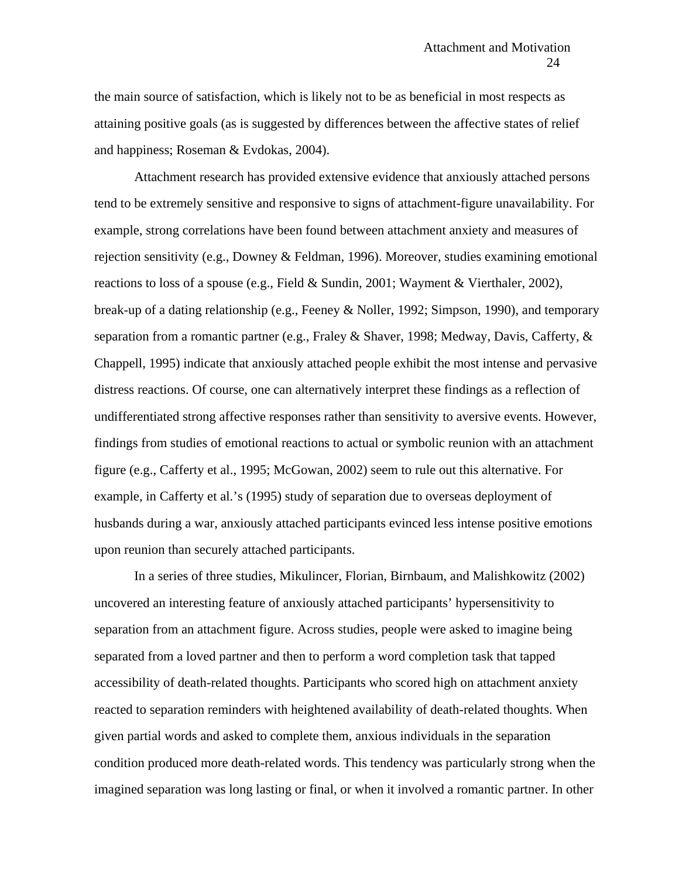the main source of satisfaction, which is likely not to be as beneficial in most respects as attaining positive goals (as is suggested by differences between the affective states of relief and happiness; Roseman & Evdokas, 2004).

Attachment research has provided extensive evidence that anxiously attached persons tend to be extremely sensitive and responsive to signs of attachment-figure unavailability. For example, strong correlations have been found between attachment anxiety and measures of rejection sensitivity (e.g., Downey & Feldman, 1996). Moreover, studies examining emotional reactions to loss of a spouse (e.g., Field & Sundin, 2001; Wayment & Vierthaler, 2002), break-up of a dating relationship (e.g., Feeney & Noller, 1992; Simpson, 1990), and temporary separation from a romantic partner (e.g., Fraley & Shaver, 1998; Medway, Davis, Cafferty, & Chappell, 1995) indicate that anxiously attached people exhibit the most intense and pervasive distress reactions. Of course, one can alternatively interpret these findings as a reflection of undifferentiated strong affective responses rather than sensitivity to aversive events. However, findings from studies of emotional reactions to actual or symbolic reunion with an attachment figure (e.g., Cafferty et al., 1995; McGowan, 2002) seem to rule out this alternative. For example, in Cafferty et al.'s (1995) study of separation due to overseas deployment of husbands during a war, anxiously attached participants evinced less intense positive emotions upon reunion than securely attached participants.

In a series of three studies, Mikulincer, Florian, Birnbaum, and Malishkowitz (2002) uncovered an interesting feature of anxiously attached participants' hypersensitivity to separation from an attachment figure. Across studies, people were asked to imagine being separated from a loved partner and then to perform a word completion task that tapped accessibility of death-related thoughts. Participants who scored high on attachment anxiety reacted to separation reminders with heightened availability of death-related thoughts. When given partial words and asked to complete them, anxious individuals in the separation condition produced more death-related words. This tendency was particularly strong when the imagined separation was long lasting or final, or when it involved a romantic partner. In other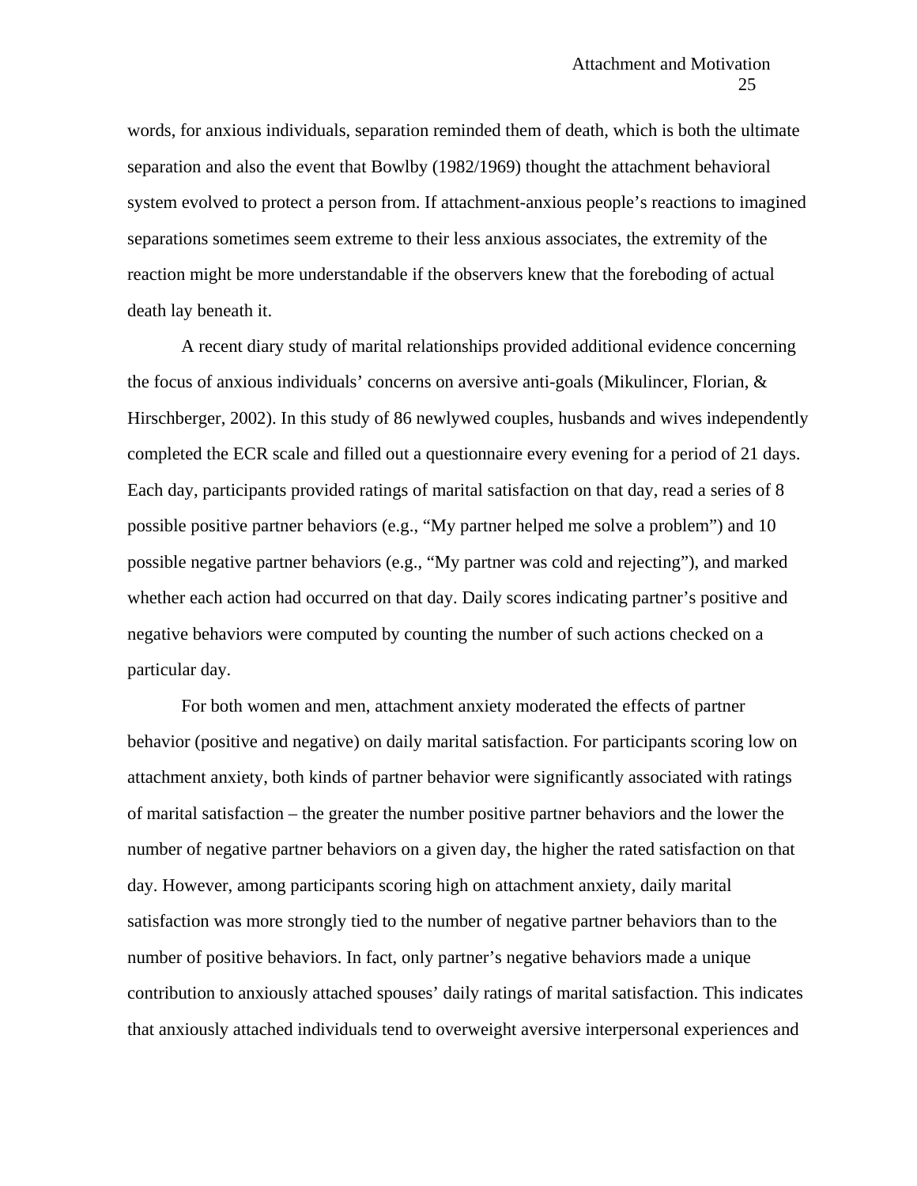words, for anxious individuals, separation reminded them of death, which is both the ultimate separation and also the event that Bowlby (1982/1969) thought the attachment behavioral system evolved to protect a person from. If attachment-anxious people's reactions to imagined separations sometimes seem extreme to their less anxious associates, the extremity of the reaction might be more understandable if the observers knew that the foreboding of actual death lay beneath it.

A recent diary study of marital relationships provided additional evidence concerning the focus of anxious individuals' concerns on aversive anti-goals (Mikulincer, Florian, & Hirschberger, 2002). In this study of 86 newlywed couples, husbands and wives independently completed the ECR scale and filled out a questionnaire every evening for a period of 21 days. Each day, participants provided ratings of marital satisfaction on that day, read a series of 8 possible positive partner behaviors (e.g., "My partner helped me solve a problem") and 10 possible negative partner behaviors (e.g., "My partner was cold and rejecting"), and marked whether each action had occurred on that day. Daily scores indicating partner's positive and negative behaviors were computed by counting the number of such actions checked on a particular day.

For both women and men, attachment anxiety moderated the effects of partner behavior (positive and negative) on daily marital satisfaction. For participants scoring low on attachment anxiety, both kinds of partner behavior were significantly associated with ratings of marital satisfaction – the greater the number positive partner behaviors and the lower the number of negative partner behaviors on a given day, the higher the rated satisfaction on that day. However, among participants scoring high on attachment anxiety, daily marital satisfaction was more strongly tied to the number of negative partner behaviors than to the number of positive behaviors. In fact, only partner's negative behaviors made a unique contribution to anxiously attached spouses' daily ratings of marital satisfaction. This indicates that anxiously attached individuals tend to overweight aversive interpersonal experiences and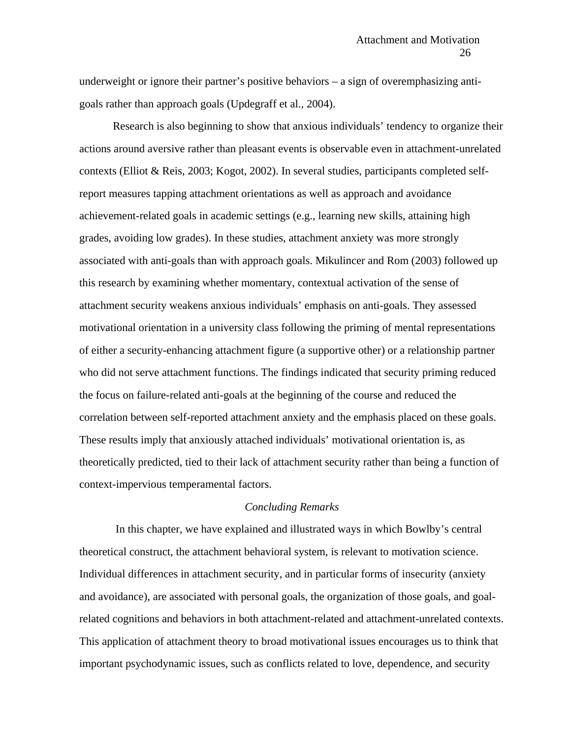underweight or ignore their partner's positive behaviors – a sign of overemphasizing anti-goals rather than approach goals (Updegraff et al., 2004).

Research is also beginning to show that anxious individuals' tendency to organize their actions around aversive rather than pleasant events is observable even in attachment-unrelated contexts (Elliot & Reis, 2003; Kogot, 2002). In several studies, participants completed self-report measures tapping attachment orientations as well as approach and avoidance achievement-related goals in academic settings (e.g., learning new skills, attaining high grades, avoiding low grades). In these studies, attachment anxiety was more strongly associated with anti-goals than with approach goals. Mikulincer and Rom (2003) followed up this research by examining whether momentary, contextual activation of the sense of attachment security weakens anxious individuals' emphasis on anti-goals. They assessed motivational orientation in a university class following the priming of mental representations of either a security-enhancing attachment figure (a supportive other) or a relationship partner who did not serve attachment functions. The findings indicated that security priming reduced the focus on failure-related anti-goals at the beginning of the course and reduced the correlation between self-reported attachment anxiety and the emphasis placed on these goals. These results imply that anxiously attached individuals' motivational orientation is, as theoretically predicted, tied to their lack of attachment security rather than being a function of context-impervious temperamental factors.

## *Concluding Remarks*

In this chapter, we have explained and illustrated ways in which Bowlby's central theoretical construct, the attachment behavioral system, is relevant to motivation science. Individual differences in attachment security, and in particular forms of insecurity (anxiety and avoidance), are associated with personal goals, the organization of those goals, and goal-related cognitions and behaviors in both attachment-related and attachment-unrelated contexts. This application of attachment theory to broad motivational issues encourages us to think that important psychodynamic issues, such as conflicts related to love, dependence, and security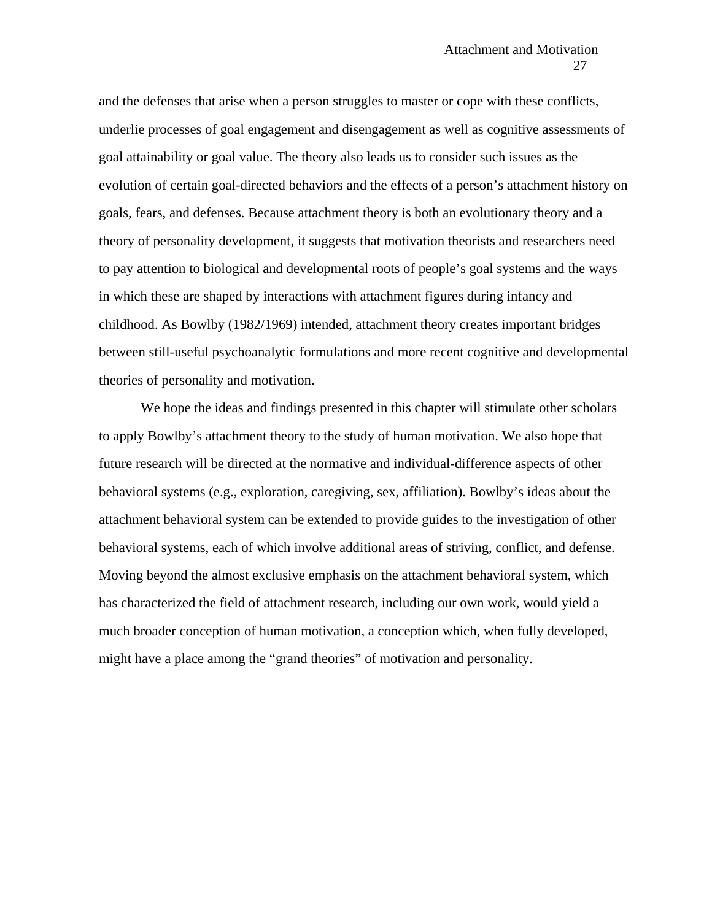and the defenses that arise when a person struggles to master or cope with these conflicts, underlie processes of goal engagement and disengagement as well as cognitive assessments of goal attainability or goal value. The theory also leads us to consider such issues as the evolution of certain goal-directed behaviors and the effects of a person's attachment history on goals, fears, and defenses. Because attachment theory is both an evolutionary theory and a theory of personality development, it suggests that motivation theorists and researchers need to pay attention to biological and developmental roots of people's goal systems and the ways in which these are shaped by interactions with attachment figures during infancy and childhood. As Bowlby (1982/1969) intended, attachment theory creates important bridges between still-useful psychoanalytic formulations and more recent cognitive and developmental theories of personality and motivation.

We hope the ideas and findings presented in this chapter will stimulate other scholars to apply Bowlby's attachment theory to the study of human motivation. We also hope that future research will be directed at the normative and individual-difference aspects of other behavioral systems (e.g., exploration, caregiving, sex, affiliation). Bowlby's ideas about the attachment behavioral system can be extended to provide guides to the investigation of other behavioral systems, each of which involve additional areas of striving, conflict, and defense. Moving beyond the almost exclusive emphasis on the attachment behavioral system, which has characterized the field of attachment research, including our own work, would yield a much broader conception of human motivation, a conception which, when fully developed, might have a place among the "grand theories" of motivation and personality.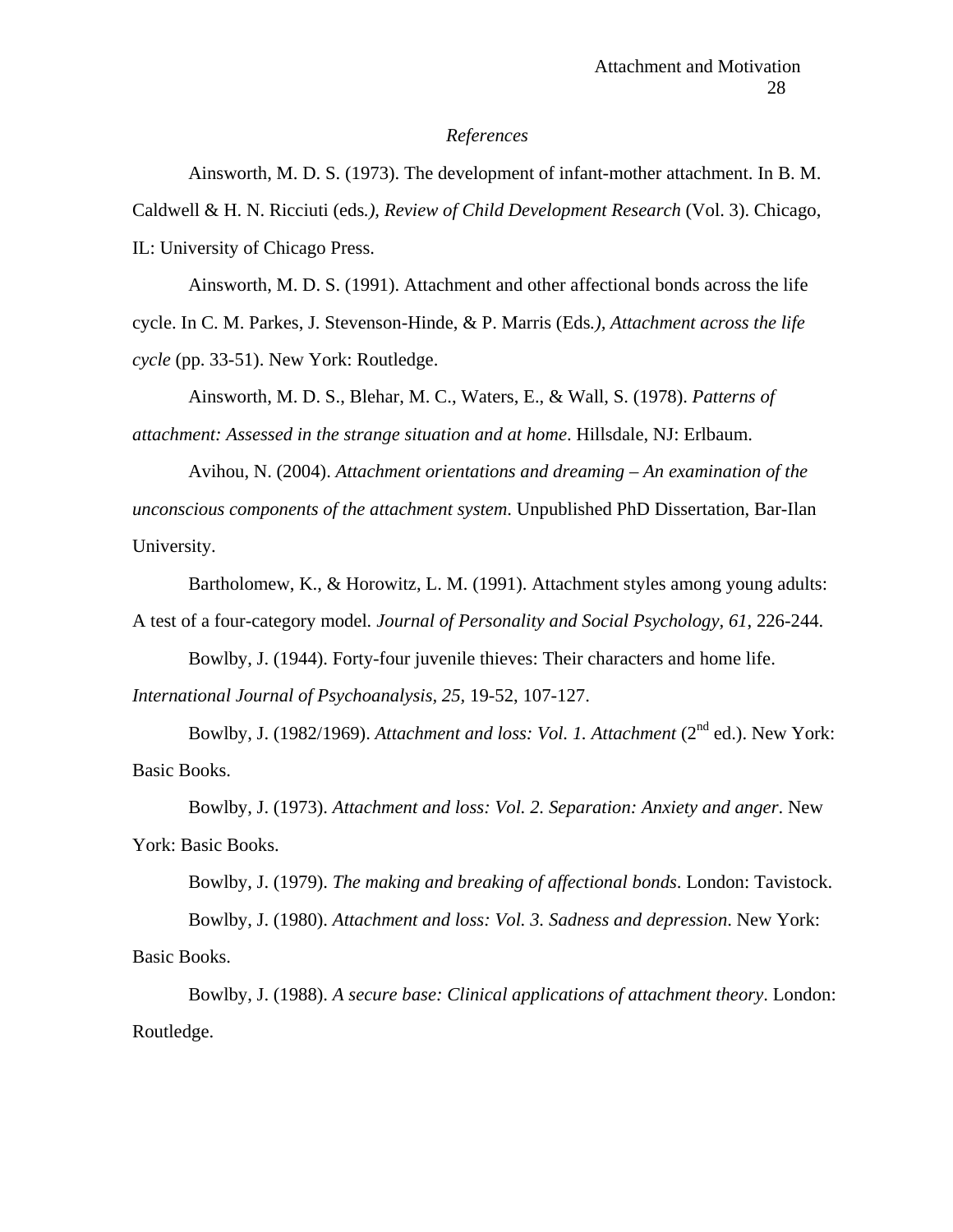*References*

Ainsworth, M. D. S. (1973). The development of infant-mother attachment. In B. M. Caldwell & H. N. Ricciuti (eds*.), Review of Child Development Research* (Vol. 3). Chicago, IL: University of Chicago Press.

Ainsworth, M. D. S. (1991). Attachment and other affectional bonds across the life cycle. In C. M. Parkes, J. Stevenson-Hinde, & P. Marris (Eds*.), Attachment across the life cycle* (pp. 33-51). New York: Routledge.

Ainsworth, M. D. S., Blehar, M. C., Waters, E., & Wall, S. (1978). *Patterns of attachment: Assessed in the strange situation and at home*. Hillsdale, NJ: Erlbaum.

Avihou, N. (2004). *Attachment orientations and dreaming – An examination of the unconscious components of the attachment system*. Unpublished PhD Dissertation, Bar-Ilan University.

Bartholomew, K., & Horowitz, L. M. (1991). Attachment styles among young adults: A test of a four-category model. *Journal of Personality and Social Psychology, 61*, 226-244.

Bowlby, J. (1944). Forty-four juvenile thieves: Their characters and home life. *International Journal of Psychoanalysis, 25*, 19-52, 107-127.

Bowlby, J. (1982/1969). *Attachment and loss: Vol. 1. Attachment* (2nd ed.). New York: Basic Books.

Bowlby, J. (1973). *Attachment and loss: Vol. 2. Separation: Anxiety and anger*. New York: Basic Books.

Bowlby, J. (1979). *The making and breaking of affectional bonds*. London: Tavistock.

Bowlby, J. (1980). *Attachment and loss: Vol. 3. Sadness and depression*. New York: Basic Books.

Bowlby, J. (1988). *A secure base: Clinical applications of attachment theory*. London: Routledge.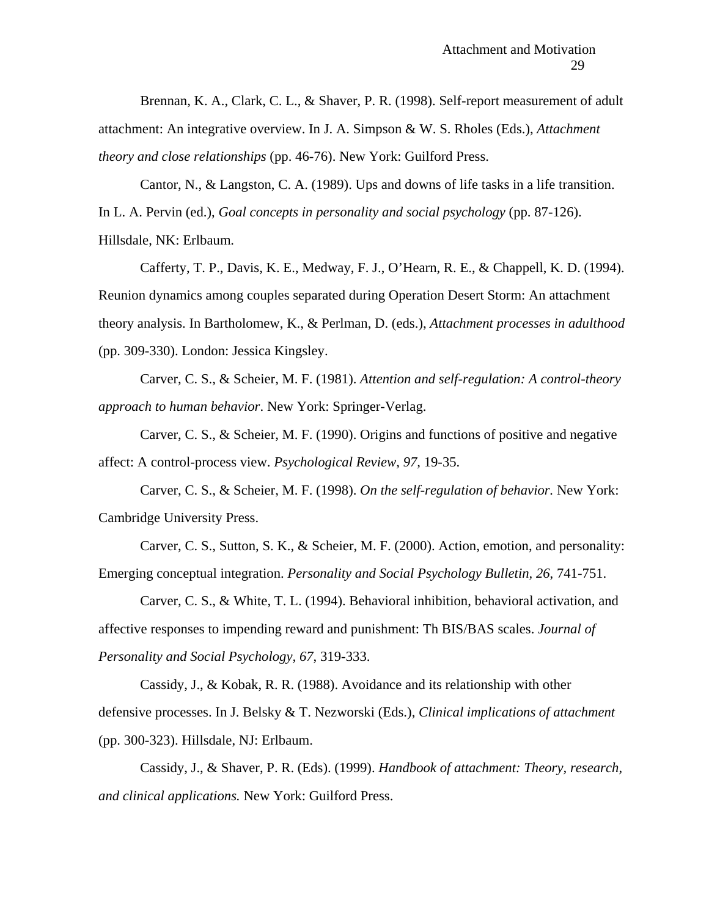Brennan, K. A., Clark, C. L., & Shaver, P. R. (1998). Self-report measurement of adult attachment: An integrative overview. In J. A. Simpson & W. S. Rholes (Eds.), *Attachment theory and close relationships* (pp. 46-76). New York: Guilford Press.

Cantor, N., & Langston, C. A. (1989). Ups and downs of life tasks in a life transition. In L. A. Pervin (ed.), *Goal concepts in personality and social psychology* (pp. 87-126). Hillsdale, NK: Erlbaum.

Cafferty, T. P., Davis, K. E., Medway, F. J., O'Hearn, R. E., & Chappell, K. D. (1994). Reunion dynamics among couples separated during Operation Desert Storm: An attachment theory analysis. In Bartholomew, K., & Perlman, D. (eds.), *Attachment processes in adulthood* (pp. 309-330). London: Jessica Kingsley.

Carver, C. S., & Scheier, M. F. (1981). *Attention and self-regulation: A control-theory approach to human behavior*. New York: Springer-Verlag.

Carver, C. S., & Scheier, M. F. (1990). Origins and functions of positive and negative affect: A control-process view. *Psychological Review, 97,* 19-35.

Carver, C. S., & Scheier, M. F. (1998). *On the self-regulation of behavior.* New York: Cambridge University Press.

Carver, C. S., Sutton, S. K., & Scheier, M. F. (2000). Action, emotion, and personality: Emerging conceptual integration. *Personality and Social Psychology Bulletin, 26*, 741-751.

Carver, C. S., & White, T. L. (1994). Behavioral inhibition, behavioral activation, and affective responses to impending reward and punishment: Th BIS/BAS scales. *Journal of Personality and Social Psychology, 67*, 319-333.

Cassidy, J., & Kobak, R. R. (1988). Avoidance and its relationship with other defensive processes. In J. Belsky & T. Nezworski (Eds.), *Clinical implications of attachment* (pp. 300-323). Hillsdale, NJ: Erlbaum.

Cassidy, J., & Shaver, P. R. (Eds). (1999). *Handbook of attachment: Theory, research, and clinical applications.* New York: Guilford Press.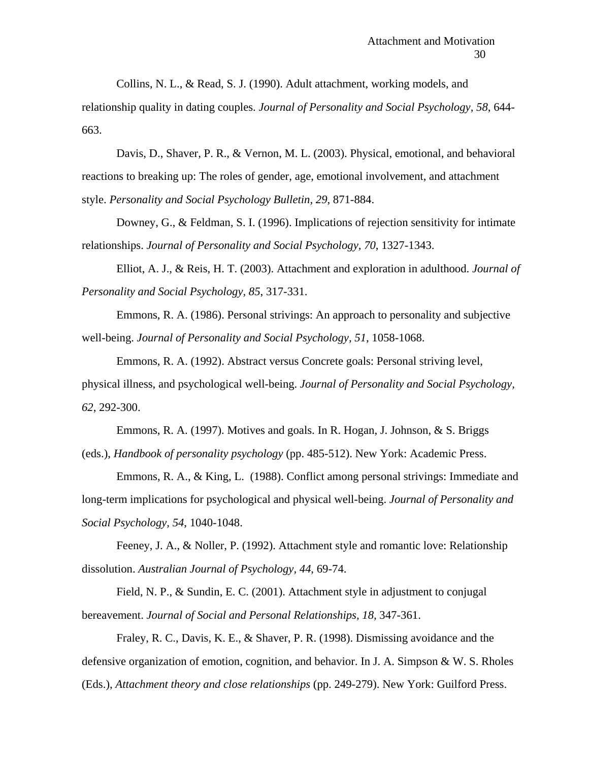Collins, N. L., & Read, S. J. (1990). Adult attachment, working models, and relationship quality in dating couples. *Journal of Personality and Social Psychology, 58*, 644-663.

Davis, D., Shaver, P. R., & Vernon, M. L. (2003). Physical, emotional, and behavioral reactions to breaking up: The roles of gender, age, emotional involvement, and attachment style. *Personality and Social Psychology Bulletin, 29*, 871-884.

Downey, G., & Feldman, S. I. (1996). Implications of rejection sensitivity for intimate relationships. *Journal of Personality and Social Psychology, 70*, 1327-1343.

Elliot, A. J., & Reis, H. T. (2003). Attachment and exploration in adulthood. *Journal of Personality and Social Psychology, 85*, 317-331.

Emmons, R. A. (1986). Personal strivings: An approach to personality and subjective well-being. *Journal of Personality and Social Psychology, 51*, 1058-1068.

Emmons, R. A. (1992). Abstract versus Concrete goals: Personal striving level, physical illness, and psychological well-being. *Journal of Personality and Social Psychology, 62*, 292-300.

Emmons, R. A. (1997). Motives and goals. In R. Hogan, J. Johnson, & S. Briggs (eds.), *Handbook of personality psychology* (pp. 485-512). New York: Academic Press.

Emmons, R. A., & King, L. (1988). Conflict among personal strivings: Immediate and long-term implications for psychological and physical well-being. *Journal of Personality and Social Psychology, 54*, 1040-1048.

Feeney, J. A., & Noller, P. (1992). Attachment style and romantic love: Relationship dissolution. *Australian Journal of Psychology, 44*, 69-74.

Field, N. P., & Sundin, E. C. (2001). Attachment style in adjustment to conjugal bereavement. *Journal of Social and Personal Relationships, 18*, 347-361.

Fraley, R. C., Davis, K. E., & Shaver, P. R. (1998). Dismissing avoidance and the defensive organization of emotion, cognition, and behavior. In J. A. Simpson & W. S. Rholes (Eds.), *Attachment theory and close relationships* (pp. 249-279). New York: Guilford Press.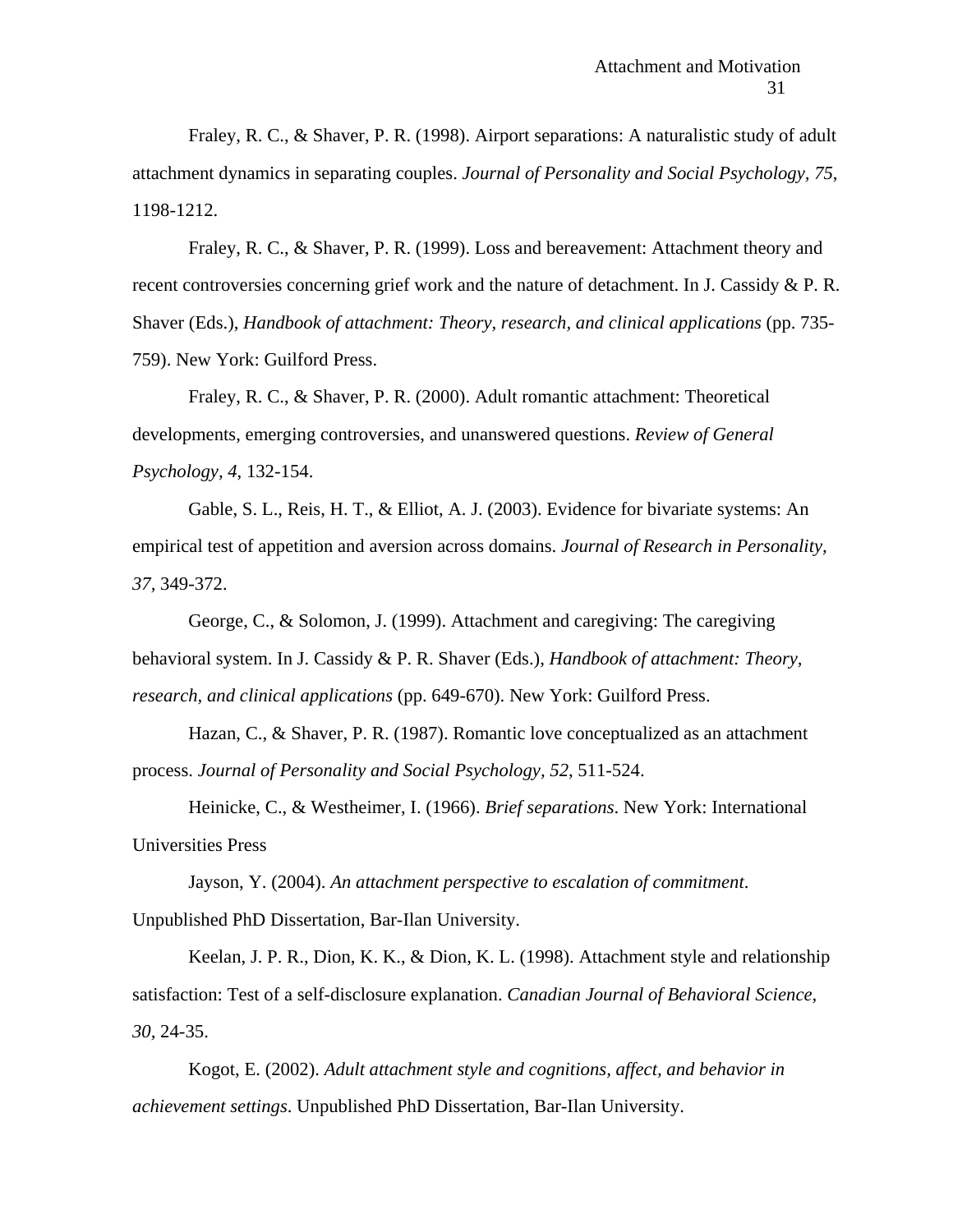Fraley, R. C., & Shaver, P. R. (1998). Airport separations: A naturalistic study of adult attachment dynamics in separating couples. *Journal of Personality and Social Psychology, 75*, 1198-1212.

Fraley, R. C., & Shaver, P. R. (1999). Loss and bereavement: Attachment theory and recent controversies concerning grief work and the nature of detachment. In J. Cassidy & P. R. Shaver (Eds.), *Handbook of attachment: Theory, research, and clinical applications* (pp. 735-759). New York: Guilford Press.

Fraley, R. C., & Shaver, P. R. (2000). Adult romantic attachment: Theoretical developments, emerging controversies, and unanswered questions. *Review of General Psychology, 4*, 132-154.

Gable, S. L., Reis, H. T., & Elliot, A. J. (2003). Evidence for bivariate systems: An empirical test of appetition and aversion across domains. *Journal of Research in Personality, 37*, 349-372.

George, C., & Solomon, J. (1999). Attachment and caregiving: The caregiving behavioral system. In J. Cassidy & P. R. Shaver (Eds.), *Handbook of attachment: Theory, research, and clinical applications* (pp. 649-670). New York: Guilford Press.

Hazan, C., & Shaver, P. R. (1987). Romantic love conceptualized as an attachment process. *Journal of Personality and Social Psychology, 52*, 511-524.

Heinicke, C., & Westheimer, I. (1966). *Brief separations*. New York: International Universities Press

Jayson, Y. (2004). *An attachment perspective to escalation of commitment*. Unpublished PhD Dissertation, Bar-Ilan University.

Keelan, J. P. R., Dion, K. K., & Dion, K. L. (1998). Attachment style and relationship satisfaction: Test of a self-disclosure explanation. *Canadian Journal of Behavioral Science, 30*, 24-35.

Kogot, E. (2002). *Adult attachment style and cognitions, affect, and behavior in achievement settings*. Unpublished PhD Dissertation, Bar-Ilan University.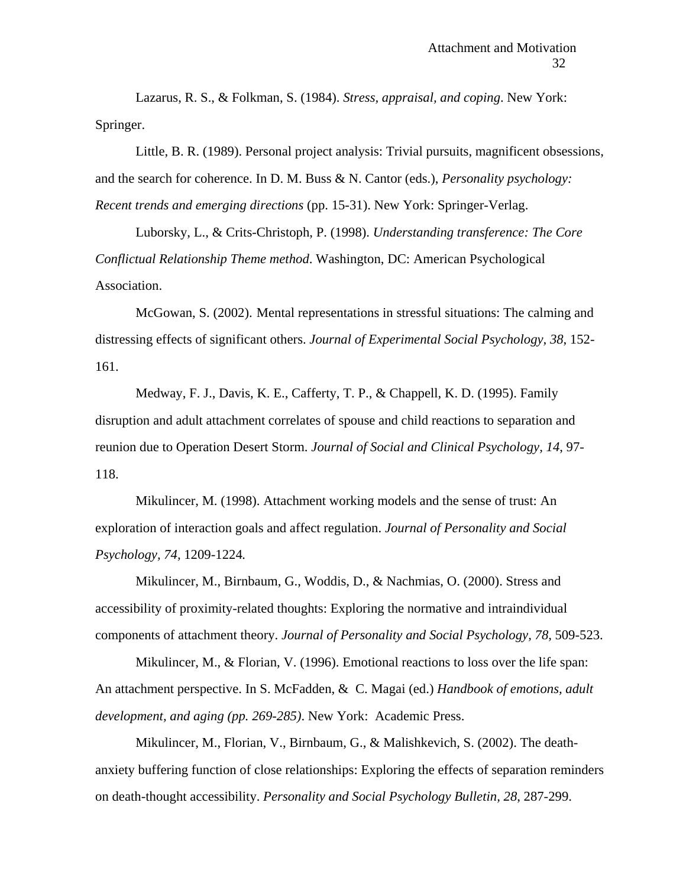Lazarus, R. S., & Folkman, S. (1984). *Stress, appraisal, and coping*. New York: Springer.

Little, B. R. (1989). Personal project analysis: Trivial pursuits, magnificent obsessions, and the search for coherence. In D. M. Buss & N. Cantor (eds.), *Personality psychology: Recent trends and emerging directions* (pp. 15-31). New York: Springer-Verlag.

Luborsky, L., & Crits-Christoph, P. (1998). *Understanding transference: The Core Conflictual Relationship Theme method*. Washington, DC: American Psychological Association.

McGowan, S. (2002). Mental representations in stressful situations: The calming and distressing effects of significant others. *Journal of Experimental Social Psychology, 38*, 152-161.

Medway, F. J., Davis, K. E., Cafferty, T. P., & Chappell, K. D. (1995). Family disruption and adult attachment correlates of spouse and child reactions to separation and reunion due to Operation Desert Storm. *Journal of Social and Clinical Psychology, 14*, 97-118.

Mikulincer, M. (1998). Attachment working models and the sense of trust: An exploration of interaction goals and affect regulation. *Journal of Personality and Social Psychology, 74*, 1209-1224*.*

Mikulincer, M., Birnbaum, G., Woddis, D., & Nachmias, O. (2000). Stress and accessibility of proximity-related thoughts: Exploring the normative and intraindividual components of attachment theory. *Journal of Personality and Social Psychology, 78*, 509-523.

Mikulincer, M., & Florian, V. (1996). Emotional reactions to loss over the life span: An attachment perspective. In S. McFadden, & C. Magai (ed.) *Handbook of emotions, adult development, and aging (pp. 269-285)*. New York: Academic Press.

Mikulincer, M., Florian, V., Birnbaum, G., & Malishkevich, S. (2002). The death-anxiety buffering function of close relationships: Exploring the effects of separation reminders on death-thought accessibility. *Personality and Social Psychology Bulletin, 28*, 287-299.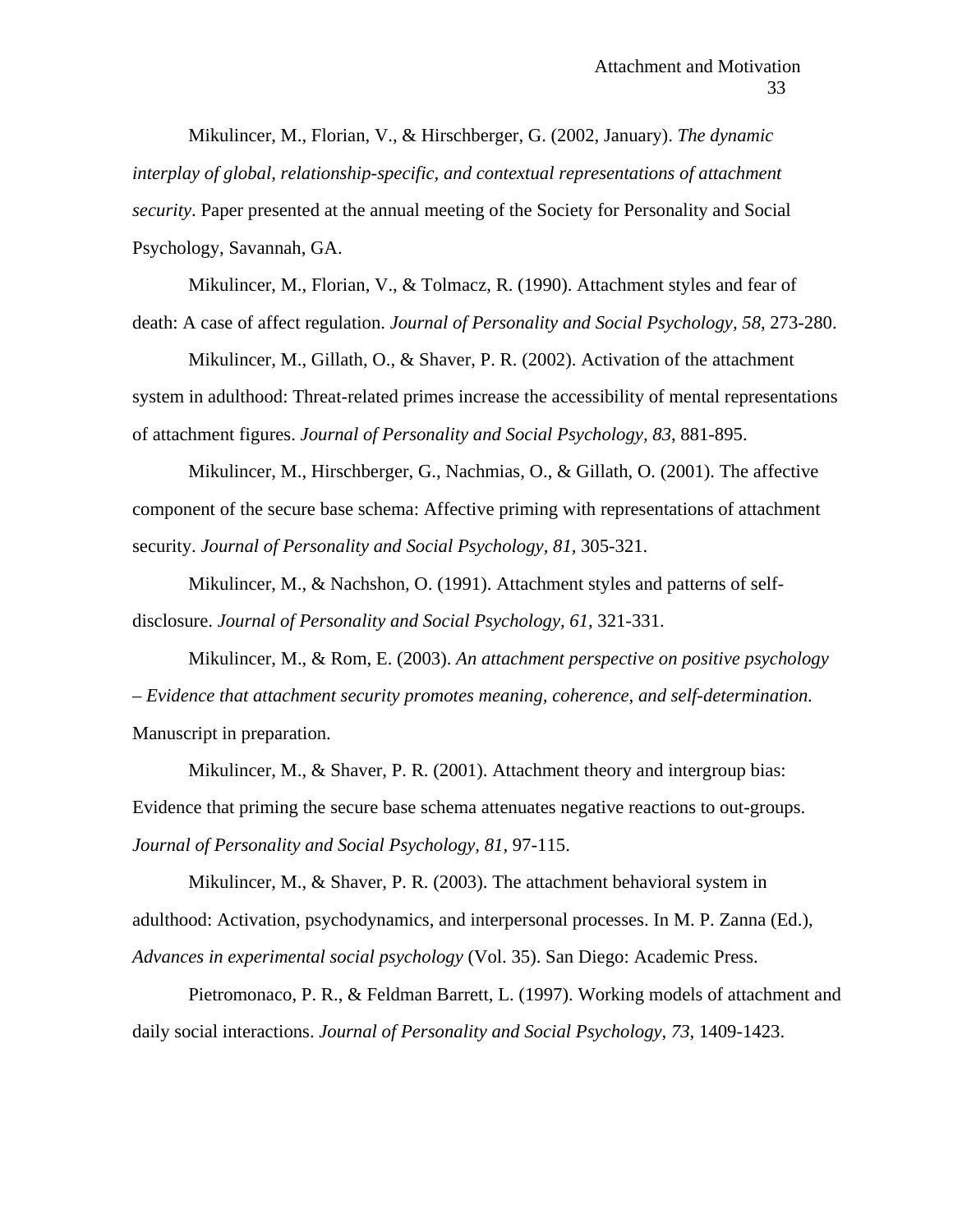Mikulincer, M., Florian, V., & Hirschberger, G. (2002, January). *The dynamic interplay of global, relationship-specific, and contextual representations of attachment security*. Paper presented at the annual meeting of the Society for Personality and Social Psychology, Savannah, GA.

Mikulincer, M., Florian, V., & Tolmacz, R. (1990). Attachment styles and fear of death: A case of affect regulation. *Journal of Personality and Social Psychology, 58*, 273-280.

Mikulincer, M., Gillath, O., & Shaver, P. R. (2002). Activation of the attachment system in adulthood: Threat-related primes increase the accessibility of mental representations of attachment figures. *Journal of Personality and Social Psychology, 83*, 881-895.

Mikulincer, M., Hirschberger, G., Nachmias, O., & Gillath, O. (2001). The affective component of the secure base schema: Affective priming with representations of attachment security. *Journal of Personality and Social Psychology, 81*, 305-321.

Mikulincer, M., & Nachshon, O. (1991). Attachment styles and patterns of self-disclosure. *Journal of Personality and Social Psychology, 61,* 321-331.

Mikulincer, M., & Rom, E. (2003). *An attachment perspective on positive psychology – Evidence that attachment security promotes meaning, coherence, and self-determination.* Manuscript in preparation.

Mikulincer, M., & Shaver, P. R. (2001). Attachment theory and intergroup bias: Evidence that priming the secure base schema attenuates negative reactions to out-groups. *Journal of Personality and Social Psychology, 81*, 97-115.

Mikulincer, M., & Shaver, P. R. (2003). The attachment behavioral system in adulthood: Activation, psychodynamics, and interpersonal processes. In M. P. Zanna (Ed.), *Advances in experimental social psychology* (Vol. 35). San Diego: Academic Press.

Pietromonaco, P. R., & Feldman Barrett, L. (1997). Working models of attachment and daily social interactions. *Journal of Personality and Social Psychology, 73*, 1409-1423.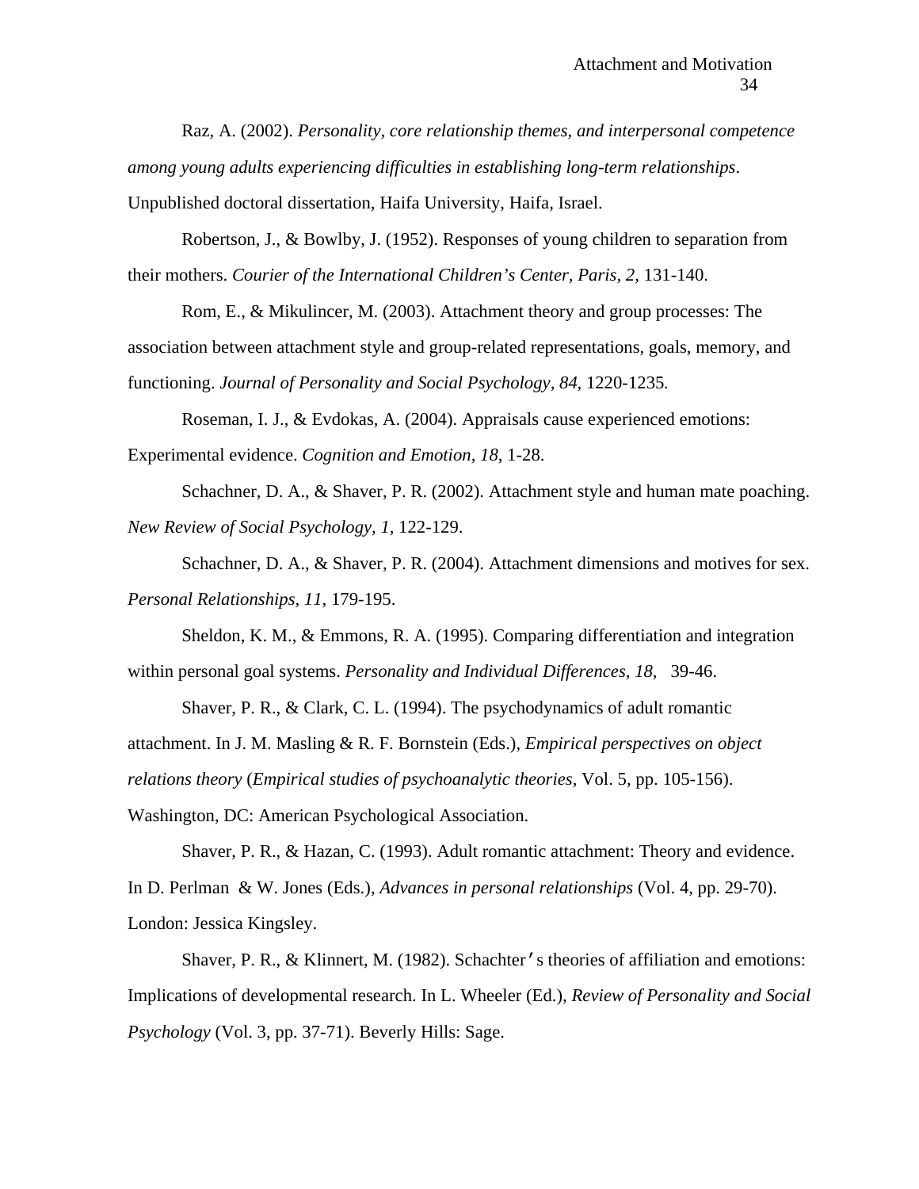Raz, A. (2002). *Personality, core relationship themes, and interpersonal competence among young adults experiencing difficulties in establishing long-term relationships*. Unpublished doctoral dissertation, Haifa University, Haifa, Israel.

Robertson, J., & Bowlby, J. (1952). Responses of young children to separation from their mothers. *Courier of the International Children's Center, Paris, 2,* 131-140.

Rom, E., & Mikulincer, M. (2003). Attachment theory and group processes: The association between attachment style and group-related representations, goals, memory, and functioning. *Journal of Personality and Social Psychology, 84*, 1220-1235.

Roseman, I. J., & Evdokas, A. (2004). Appraisals cause experienced emotions: Experimental evidence. *Cognition and Emotion, 18,* 1-28.

Schachner, D. A., & Shaver, P. R. (2002). Attachment style and human mate poaching. *New Review of Social Psychology, 1,* 122-129.

Schachner, D. A., & Shaver, P. R. (2004). Attachment dimensions and motives for sex. *Personal Relationships, 11,* 179-195.

Sheldon, K. M., & Emmons, R. A. (1995). Comparing differentiation and integration within personal goal systems. *Personality and Individual Differences, 18*, 39-46.

Shaver, P. R., & Clark, C. L. (1994). The psychodynamics of adult romantic attachment. In J. M. Masling & R. F. Bornstein (Eds.), *Empirical perspectives on object relations theory* (*Empirical studies of psychoanalytic theories*, Vol. 5, pp. 105-156). Washington, DC: American Psychological Association.

Shaver, P. R., & Hazan, C. (1993). Adult romantic attachment: Theory and evidence. In D. Perlman & W. Jones (Eds.), *Advances in personal relationships* (Vol. 4, pp. 29-70). London: Jessica Kingsley.

Shaver, P. R., & Klinnert, M. (1982). Schachter's theories of affiliation and emotions: Implications of developmental research. In L. Wheeler (Ed.), *Review of Personality and Social Psychology* (Vol. 3, pp. 37-71). Beverly Hills: Sage.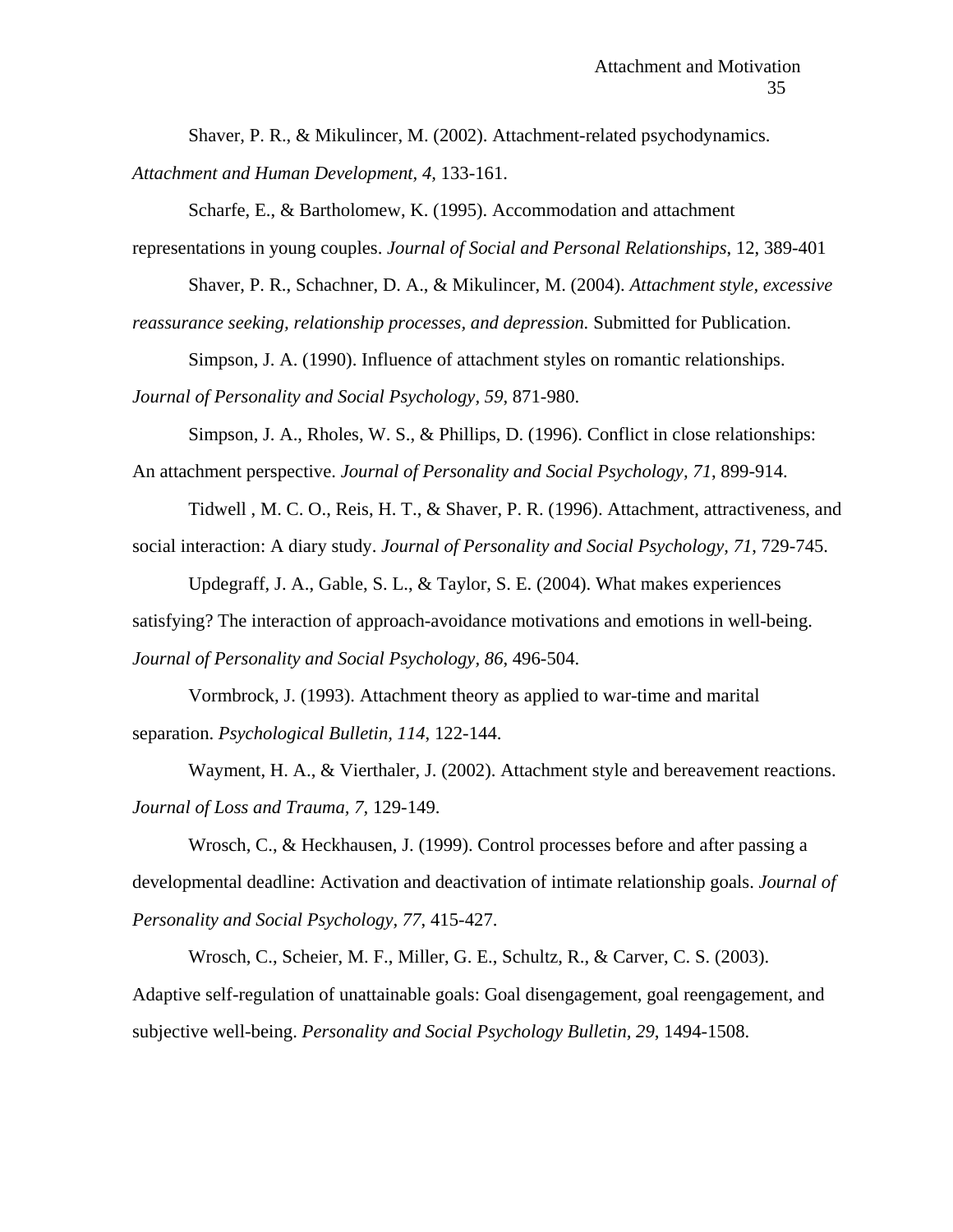Shaver, P. R., & Mikulincer, M. (2002). Attachment-related psychodynamics. *Attachment and Human Development, 4*, 133-161.

Scharfe, E., & Bartholomew, K. (1995). Accommodation and attachment representations in young couples. *Journal of Social and Personal Relationships*, 12, 389-401

Shaver, P. R., Schachner, D. A., & Mikulincer, M. (2004). *Attachment style, excessive reassurance seeking, relationship processes, and depression.* Submitted for Publication.

Simpson, J. A. (1990). Influence of attachment styles on romantic relationships. *Journal of Personality and Social Psychology, 59*, 871-980.

Simpson, J. A., Rholes, W. S., & Phillips, D. (1996). Conflict in close relationships: An attachment perspective. *Journal of Personality and Social Psychology, 71*, 899-914.

Tidwell , M. C. O., Reis, H. T., & Shaver, P. R. (1996). Attachment, attractiveness, and social interaction: A diary study. *Journal of Personality and Social Psychology, 71*, 729-745.

Updegraff, J. A., Gable, S. L., & Taylor, S. E. (2004). What makes experiences satisfying? The interaction of approach-avoidance motivations and emotions in well-being. *Journal of Personality and Social Psychology, 86*, 496-504.

Vormbrock, J. (1993). Attachment theory as applied to war-time and marital separation. *Psychological Bulletin, 114*, 122-144.

Wayment, H. A., & Vierthaler, J. (2002). Attachment style and bereavement reactions. *Journal of Loss and Trauma, 7*, 129-149.

Wrosch, C., & Heckhausen, J. (1999). Control processes before and after passing a developmental deadline: Activation and deactivation of intimate relationship goals. *Journal of Personality and Social Psychology, 77*, 415-427.

Wrosch, C., Scheier, M. F., Miller, G. E., Schultz, R., & Carver, C. S. (2003). Adaptive self-regulation of unattainable goals: Goal disengagement, goal reengagement, and subjective well-being. *Personality and Social Psychology Bulletin, 29*, 1494-1508.